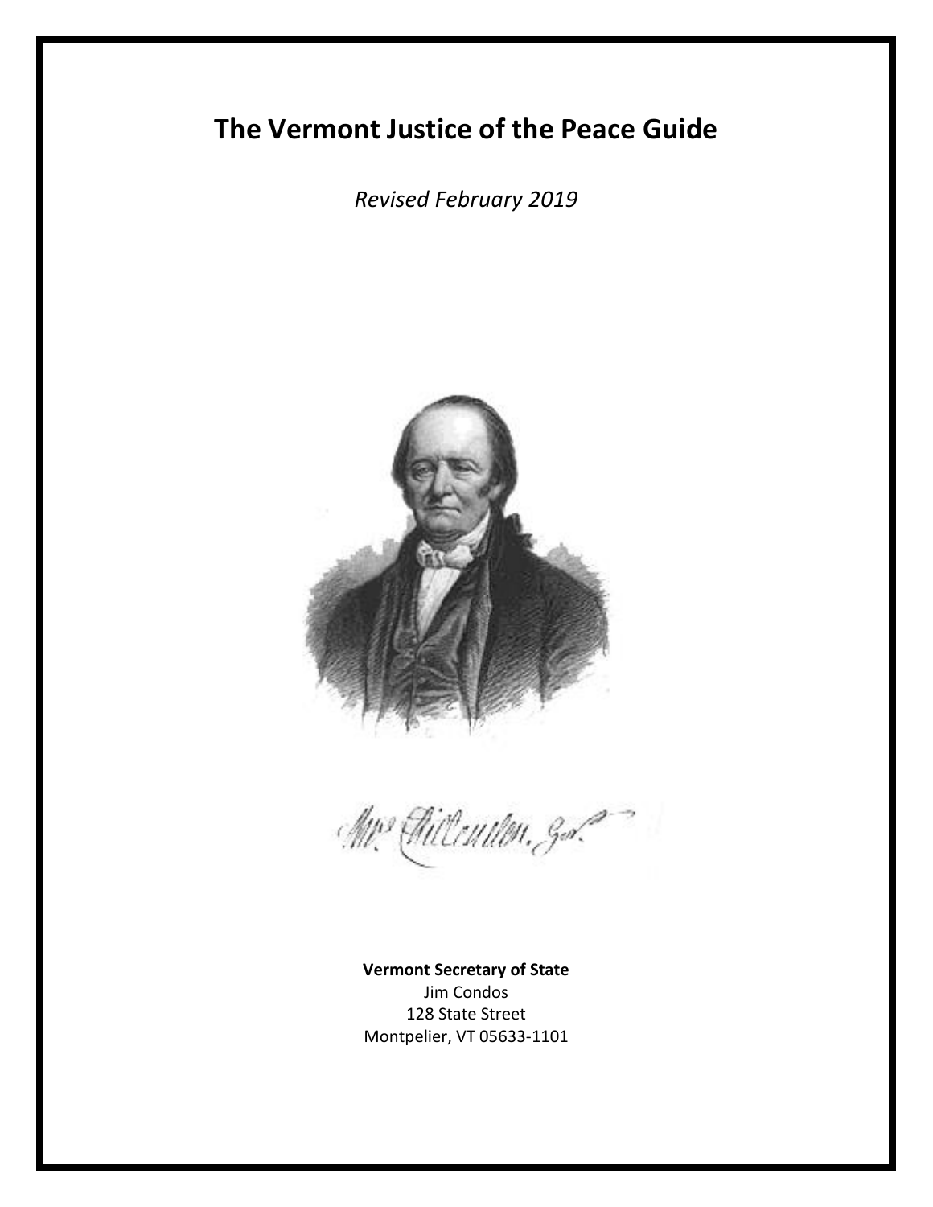# The Vermont Justice of the Peace Guide

*Revised February 2019*

**Vermont Secretary of State**
Jim Condos
128 State Street
Montpelier, VT 05633-1101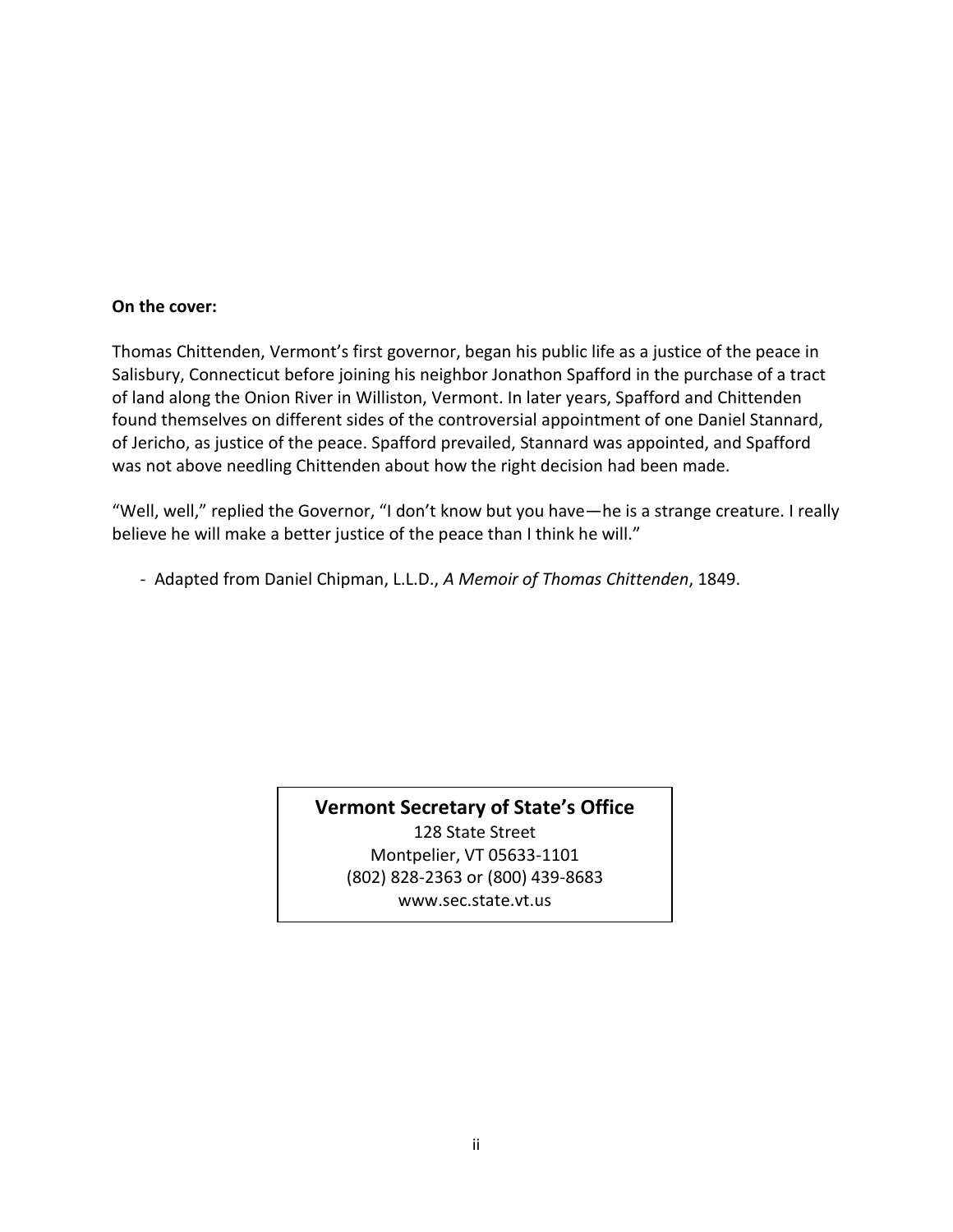**On the cover:**

Thomas Chittenden, Vermont's first governor, began his public life as a justice of the peace in Salisbury, Connecticut before joining his neighbor Jonathon Spafford in the purchase of a tract of land along the Onion River in Williston, Vermont. In later years, Spafford and Chittenden found themselves on different sides of the controversial appointment of one Daniel Stannard, of Jericho, as justice of the peace. Spafford prevailed, Stannard was appointed, and Spafford was not above needling Chittenden about how the right decision had been made.

"Well, well," replied the Governor, "I don't know but you have—he is a strange creature. I really believe he will make a better justice of the peace than I think he will."

- Adapted from Daniel Chipman, L.L.D., *A Memoir of Thomas Chittenden*, 1849.

**Vermont Secretary of State's Office**
128 State Street
Montpelier, VT 05633-1101
(802) 828-2363 or (800) 439-8683
www.sec.state.vt.us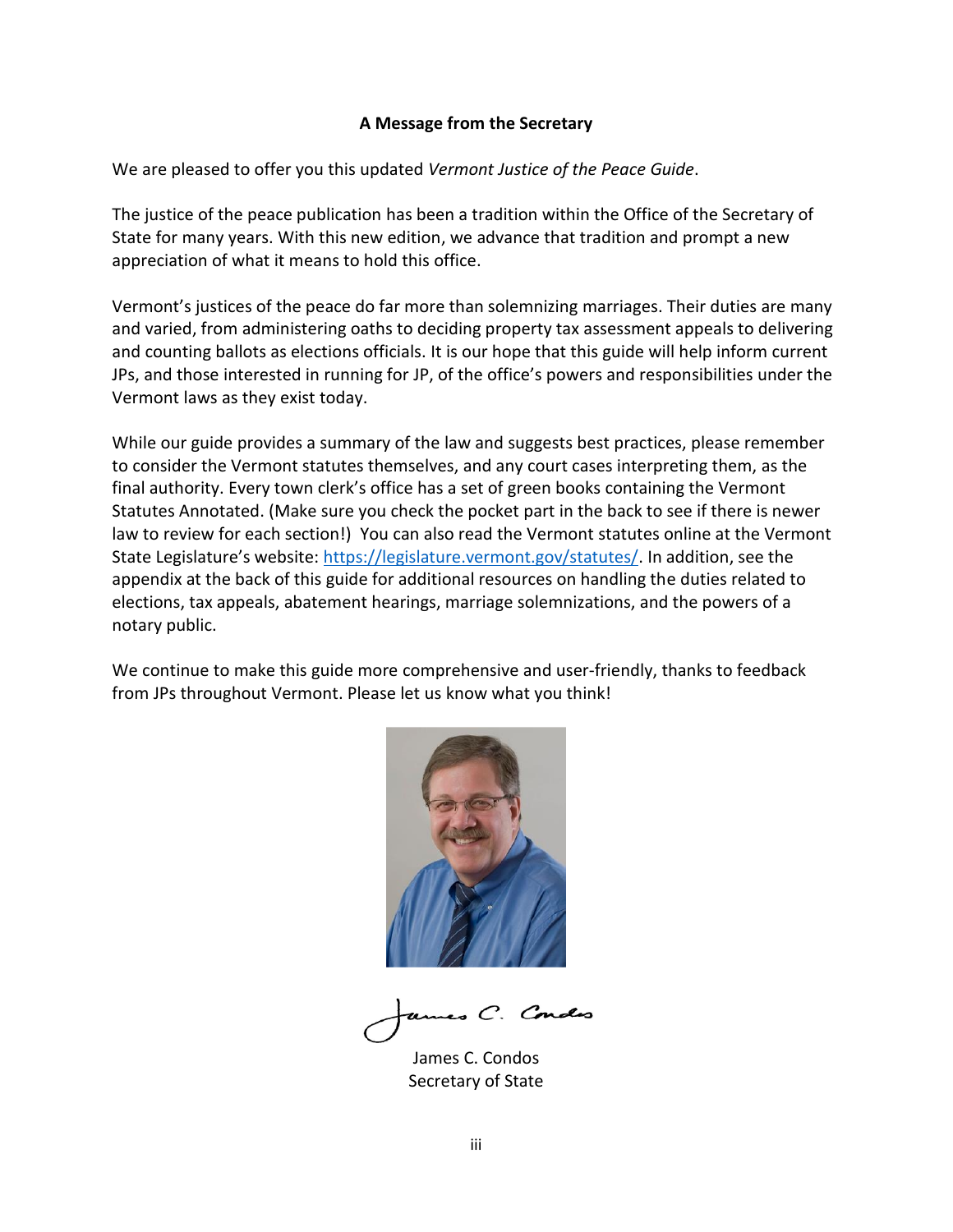**A Message from the Secretary**

We are pleased to offer you this updated *Vermont Justice of the Peace Guide*.

The justice of the peace publication has been a tradition within the Office of the Secretary of State for many years. With this new edition, we advance that tradition and prompt a new appreciation of what it means to hold this office.

Vermont's justices of the peace do far more than solemnizing marriages. Their duties are many and varied, from administering oaths to deciding property tax assessment appeals to delivering and counting ballots as elections officials. It is our hope that this guide will help inform current JPs, and those interested in running for JP, of the office's powers and responsibilities under the Vermont laws as they exist today.

While our guide provides a summary of the law and suggests best practices, please remember to consider the Vermont statutes themselves, and any court cases interpreting them, as the final authority. Every town clerk's office has a set of green books containing the Vermont Statutes Annotated. (Make sure you check the pocket part in the back to see if there is newer law to review for each section!) You can also read the Vermont statutes online at the Vermont State Legislature's website: https://legislature.vermont.gov/statutes/. In addition, see the appendix at the back of this guide for additional resources on handling the duties related to elections, tax appeals, abatement hearings, marriage solemnizations, and the powers of a notary public.

We continue to make this guide more comprehensive and user-friendly, thanks to feedback from JPs throughout Vermont. Please let us know what you think!

James C. Condos
Secretary of State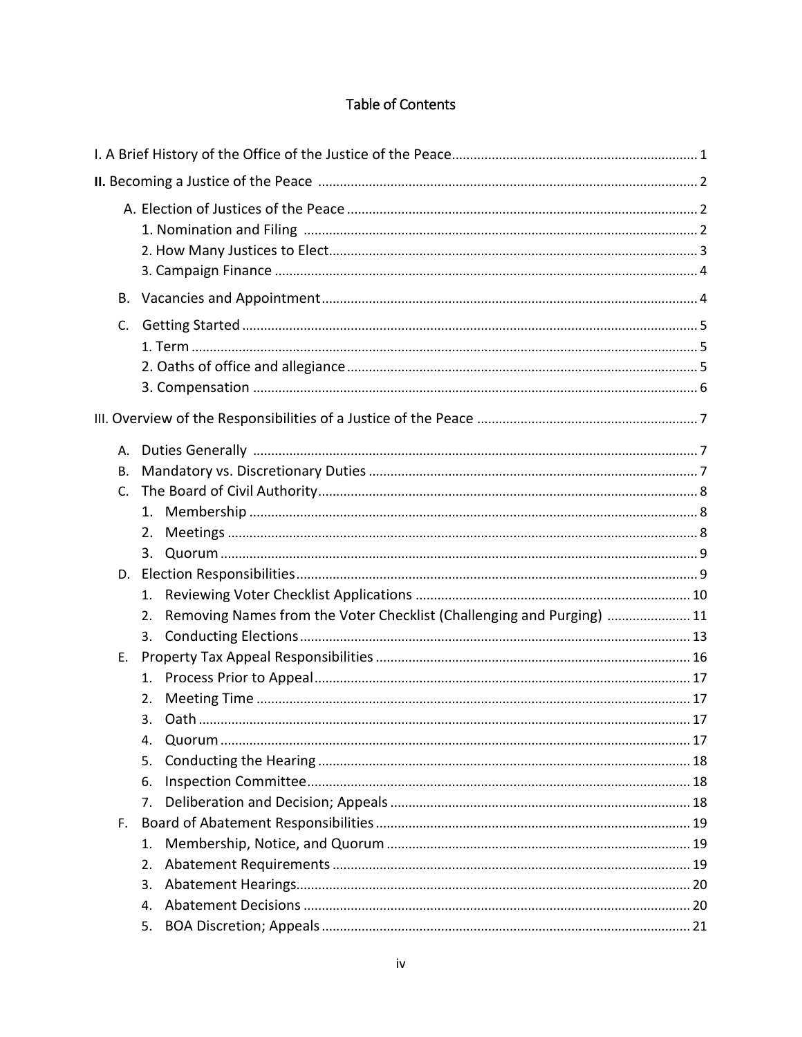# Table of Contents

I. A Brief History of the Office of the Justice of the Peace ........ 1

**II.** Becoming a Justice of the Peace ........ 2

- A. Election of Justices of the Peace ........ 2
  - 1. Nomination and Filing ........ 2
  - 2. How Many Justices to Elect ........ 3
  - 3. Campaign Finance ........ 4
- B. Vacancies and Appointment ........ 4
- C. Getting Started ........ 5
  - 1. Term ........ 5
  - 2. Oaths of office and allegiance ........ 5
  - 3. Compensation ........ 6

III. Overview of the Responsibilities of a Justice of the Peace ........ 7

- A. Duties Generally ........ 7
- B. Mandatory vs. Discretionary Duties ........ 7
- C. The Board of Civil Authority ........ 8
  - 1. Membership ........ 8
  - 2. Meetings ........ 8
  - 3. Quorum ........ 9
- D. Election Responsibilities ........ 9
  - 1. Reviewing Voter Checklist Applications ........ 10
  - 2. Removing Names from the Voter Checklist (Challenging and Purging) ........ 11
  - 3. Conducting Elections ........ 13
- E. Property Tax Appeal Responsibilities ........ 16
  - 1. Process Prior to Appeal ........ 17
  - 2. Meeting Time ........ 17
  - 3. Oath ........ 17
  - 4. Quorum ........ 17
  - 5. Conducting the Hearing ........ 18
  - 6. Inspection Committee ........ 18
  - 7. Deliberation and Decision; Appeals ........ 18
- F. Board of Abatement Responsibilities ........ 19
  - 1. Membership, Notice, and Quorum ........ 19
  - 2. Abatement Requirements ........ 19
  - 3. Abatement Hearings ........ 20
  - 4. Abatement Decisions ........ 20
  - 5. BOA Discretion; Appeals ........ 21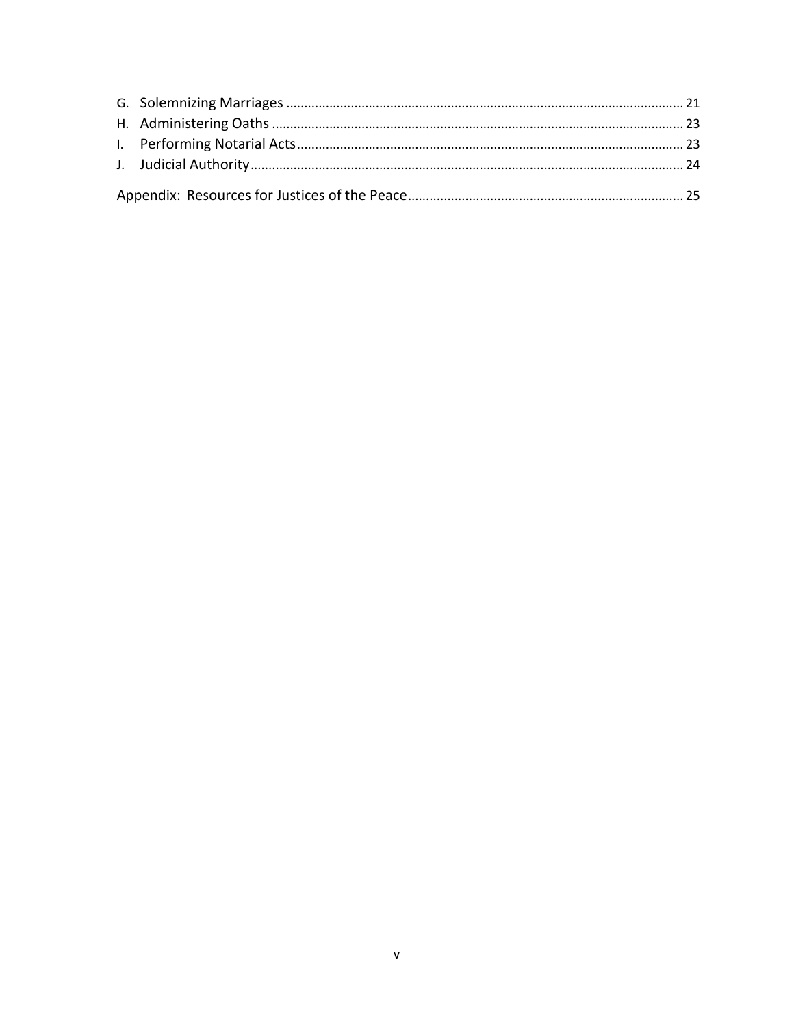G. Solemnizing Marriages ............................................................................................................. 21

H. Administering Oaths ................................................................................................................. 23

I. Performing Notarial Acts .......................................................................................................... 23

J. Judicial Authority ....................................................................................................................... 24

Appendix: Resources for Justices of the Peace ............................................................................ 25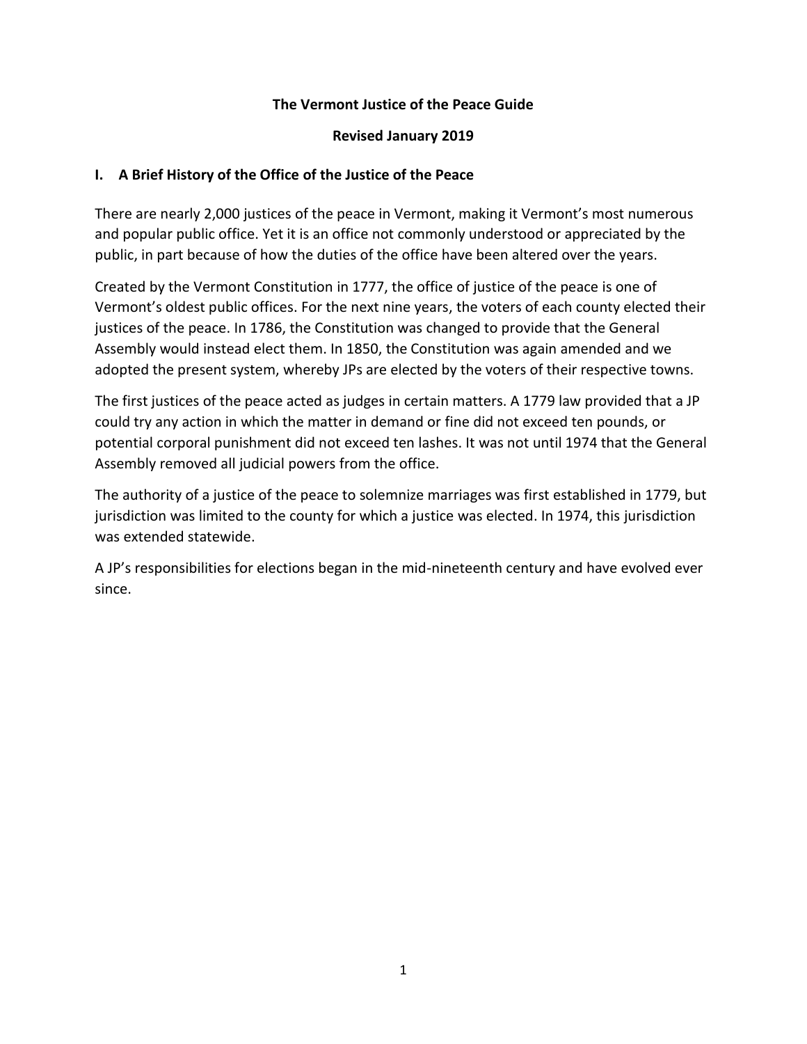**The Vermont Justice of the Peace Guide**

**Revised January 2019**

## I. A Brief History of the Office of the Justice of the Peace

There are nearly 2,000 justices of the peace in Vermont, making it Vermont's most numerous and popular public office. Yet it is an office not commonly understood or appreciated by the public, in part because of how the duties of the office have been altered over the years.

Created by the Vermont Constitution in 1777, the office of justice of the peace is one of Vermont's oldest public offices. For the next nine years, the voters of each county elected their justices of the peace. In 1786, the Constitution was changed to provide that the General Assembly would instead elect them. In 1850, the Constitution was again amended and we adopted the present system, whereby JPs are elected by the voters of their respective towns.

The first justices of the peace acted as judges in certain matters. A 1779 law provided that a JP could try any action in which the matter in demand or fine did not exceed ten pounds, or potential corporal punishment did not exceed ten lashes. It was not until 1974 that the General Assembly removed all judicial powers from the office.

The authority of a justice of the peace to solemnize marriages was first established in 1779, but jurisdiction was limited to the county for which a justice was elected. In 1974, this jurisdiction was extended statewide.

A JP's responsibilities for elections began in the mid-nineteenth century and have evolved ever since.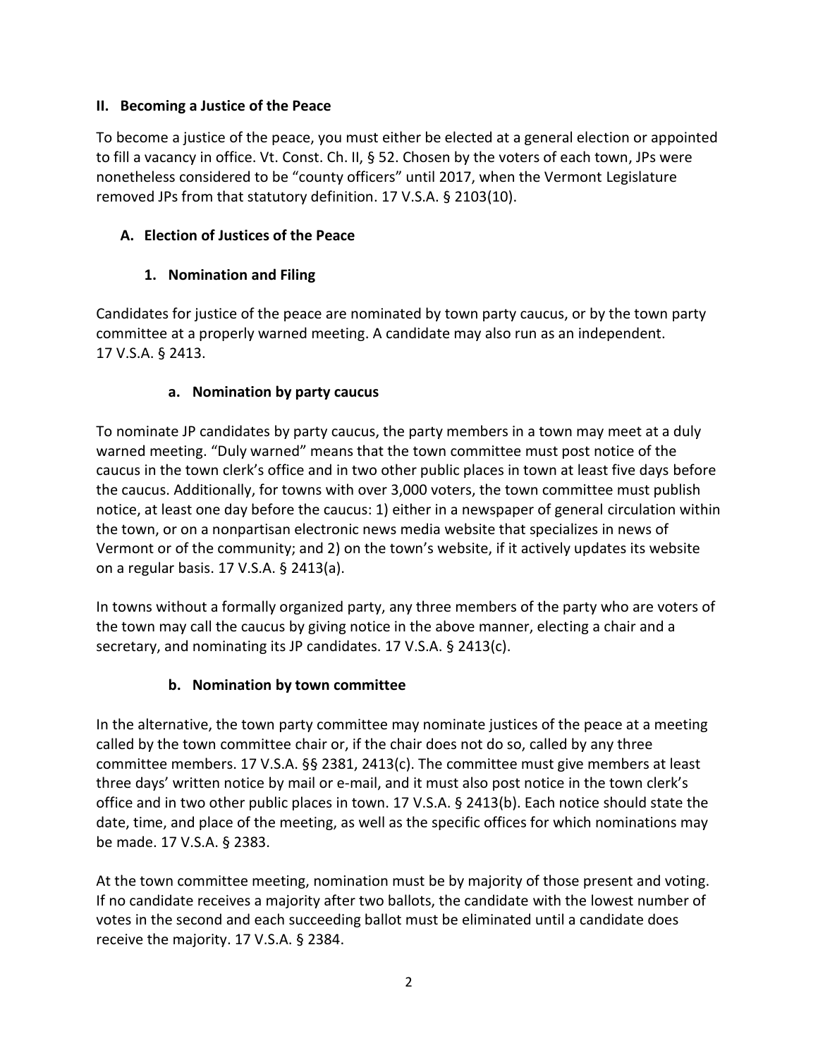## II. Becoming a Justice of the Peace

To become a justice of the peace, you must either be elected at a general election or appointed to fill a vacancy in office. Vt. Const. Ch. II, § 52. Chosen by the voters of each town, JPs were nonetheless considered to be "county officers" until 2017, when the Vermont Legislature removed JPs from that statutory definition. 17 V.S.A. § 2103(10).

### A. Election of Justices of the Peace

#### 1. Nomination and Filing

Candidates for justice of the peace are nominated by town party caucus, or by the town party committee at a properly warned meeting. A candidate may also run as an independent. 17 V.S.A. § 2413.

##### a. Nomination by party caucus

To nominate JP candidates by party caucus, the party members in a town may meet at a duly warned meeting. "Duly warned" means that the town committee must post notice of the caucus in the town clerk's office and in two other public places in town at least five days before the caucus. Additionally, for towns with over 3,000 voters, the town committee must publish notice, at least one day before the caucus: 1) either in a newspaper of general circulation within the town, or on a nonpartisan electronic news media website that specializes in news of Vermont or of the community; and 2) on the town's website, if it actively updates its website on a regular basis. 17 V.S.A. § 2413(a).

In towns without a formally organized party, any three members of the party who are voters of the town may call the caucus by giving notice in the above manner, electing a chair and a secretary, and nominating its JP candidates. 17 V.S.A. § 2413(c).

##### b. Nomination by town committee

In the alternative, the town party committee may nominate justices of the peace at a meeting called by the town committee chair or, if the chair does not do so, called by any three committee members. 17 V.S.A. §§ 2381, 2413(c). The committee must give members at least three days' written notice by mail or e-mail, and it must also post notice in the town clerk's office and in two other public places in town. 17 V.S.A. § 2413(b). Each notice should state the date, time, and place of the meeting, as well as the specific offices for which nominations may be made. 17 V.S.A. § 2383.

At the town committee meeting, nomination must be by majority of those present and voting. If no candidate receives a majority after two ballots, the candidate with the lowest number of votes in the second and each succeeding ballot must be eliminated until a candidate does receive the majority. 17 V.S.A. § 2384.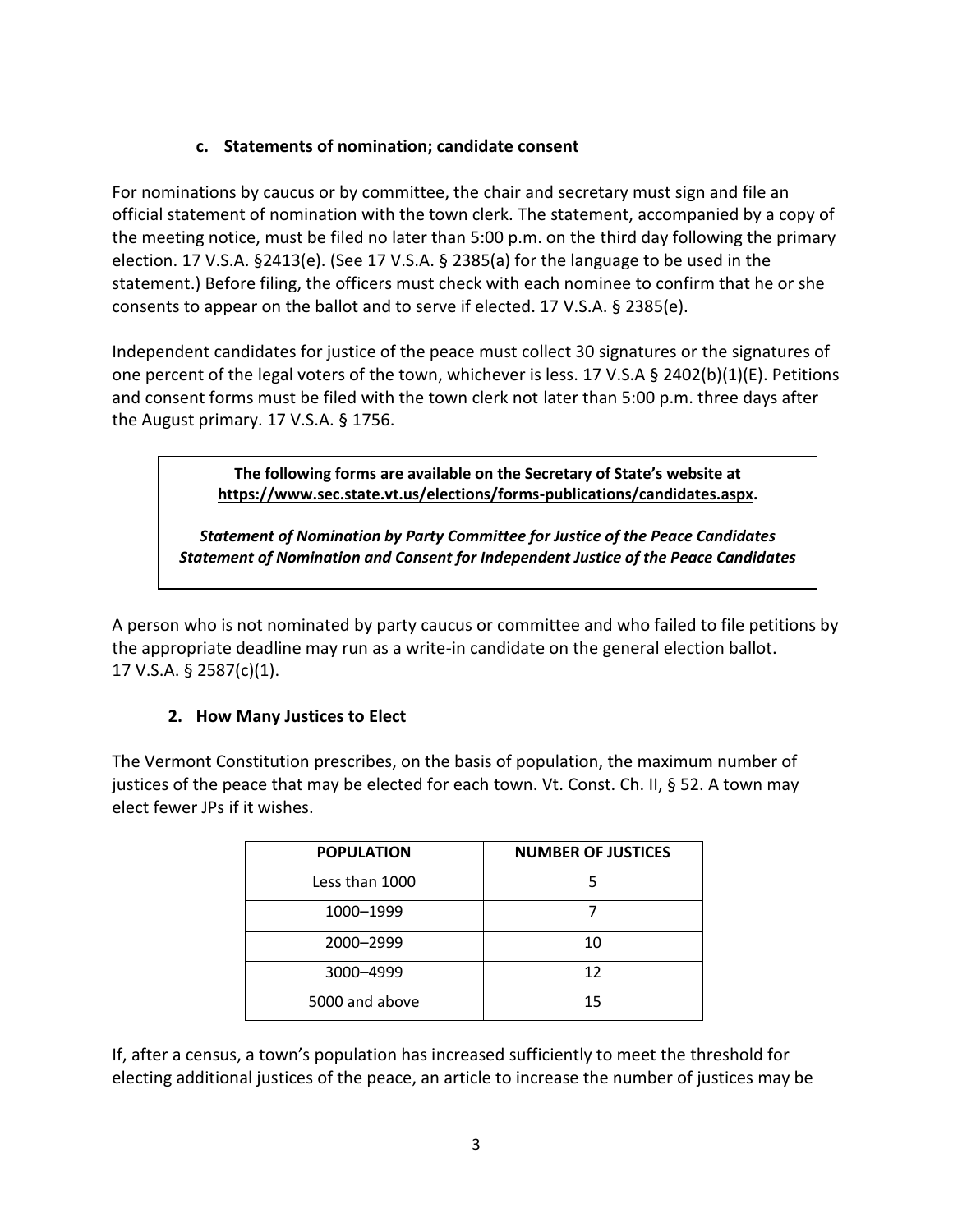#### c. Statements of nomination; candidate consent

For nominations by caucus or by committee, the chair and secretary must sign and file an official statement of nomination with the town clerk. The statement, accompanied by a copy of the meeting notice, must be filed no later than 5:00 p.m. on the third day following the primary election. 17 V.S.A. §2413(e). (See 17 V.S.A. § 2385(a) for the language to be used in the statement.) Before filing, the officers must check with each nominee to confirm that he or she consents to appear on the ballot and to serve if elected. 17 V.S.A. § 2385(e).

Independent candidates for justice of the peace must collect 30 signatures or the signatures of one percent of the legal voters of the town, whichever is less. 17 V.S.A § 2402(b)(1)(E). Petitions and consent forms must be filed with the town clerk not later than 5:00 p.m. three days after the August primary. 17 V.S.A. § 1756.

> **The following forms are available on the Secretary of State's website at https://www.sec.state.vt.us/elections/forms-publications/candidates.aspx.**
>
> ***Statement of Nomination by Party Committee for Justice of the Peace Candidates***
> ***Statement of Nomination and Consent for Independent Justice of the Peace Candidates***

A person who is not nominated by party caucus or committee and who failed to file petitions by the appropriate deadline may run as a write-in candidate on the general election ballot. 17 V.S.A. § 2587(c)(1).

### 2. How Many Justices to Elect

The Vermont Constitution prescribes, on the basis of population, the maximum number of justices of the peace that may be elected for each town. Vt. Const. Ch. II, § 52. A town may elect fewer JPs if it wishes.

| POPULATION | NUMBER OF JUSTICES |
|---|---|
| Less than 1000 | 5 |
| 1000–1999 | 7 |
| 2000–2999 | 10 |
| 3000–4999 | 12 |
| 5000 and above | 15 |

If, after a census, a town's population has increased sufficiently to meet the threshold for electing additional justices of the peace, an article to increase the number of justices may be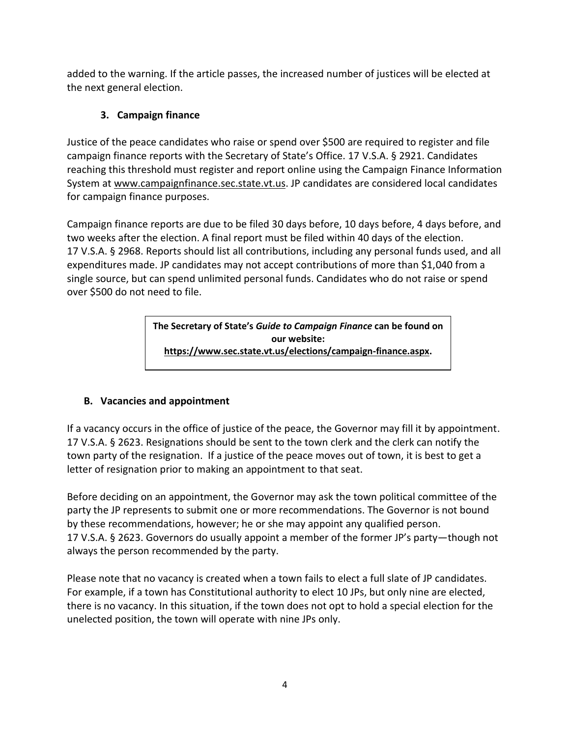added to the warning. If the article passes, the increased number of justices will be elected at the next general election.

### 3. Campaign finance

Justice of the peace candidates who raise or spend over $500 are required to register and file campaign finance reports with the Secretary of State's Office. 17 V.S.A. § 2921. Candidates reaching this threshold must register and report online using the Campaign Finance Information System at www.campaignfinance.sec.state.vt.us. JP candidates are considered local candidates for campaign finance purposes.

Campaign finance reports are due to be filed 30 days before, 10 days before, 4 days before, and two weeks after the election. A final report must be filed within 40 days of the election. 17 V.S.A. § 2968. Reports should list all contributions, including any personal funds used, and all expenditures made. JP candidates may not accept contributions of more than $1,040 from a single source, but can spend unlimited personal funds. Candidates who do not raise or spend over $500 do not need to file.

> **The Secretary of State's *Guide to Campaign Finance* can be found on our website: https://www.sec.state.vt.us/elections/campaign-finance.aspx.**

## B. Vacancies and appointment

If a vacancy occurs in the office of justice of the peace, the Governor may fill it by appointment. 17 V.S.A. § 2623. Resignations should be sent to the town clerk and the clerk can notify the town party of the resignation. If a justice of the peace moves out of town, it is best to get a letter of resignation prior to making an appointment to that seat.

Before deciding on an appointment, the Governor may ask the town political committee of the party the JP represents to submit one or more recommendations. The Governor is not bound by these recommendations, however; he or she may appoint any qualified person. 17 V.S.A. § 2623. Governors do usually appoint a member of the former JP's party—though not always the person recommended by the party.

Please note that no vacancy is created when a town fails to elect a full slate of JP candidates. For example, if a town has Constitutional authority to elect 10 JPs, but only nine are elected, there is no vacancy. In this situation, if the town does not opt to hold a special election for the unelected position, the town will operate with nine JPs only.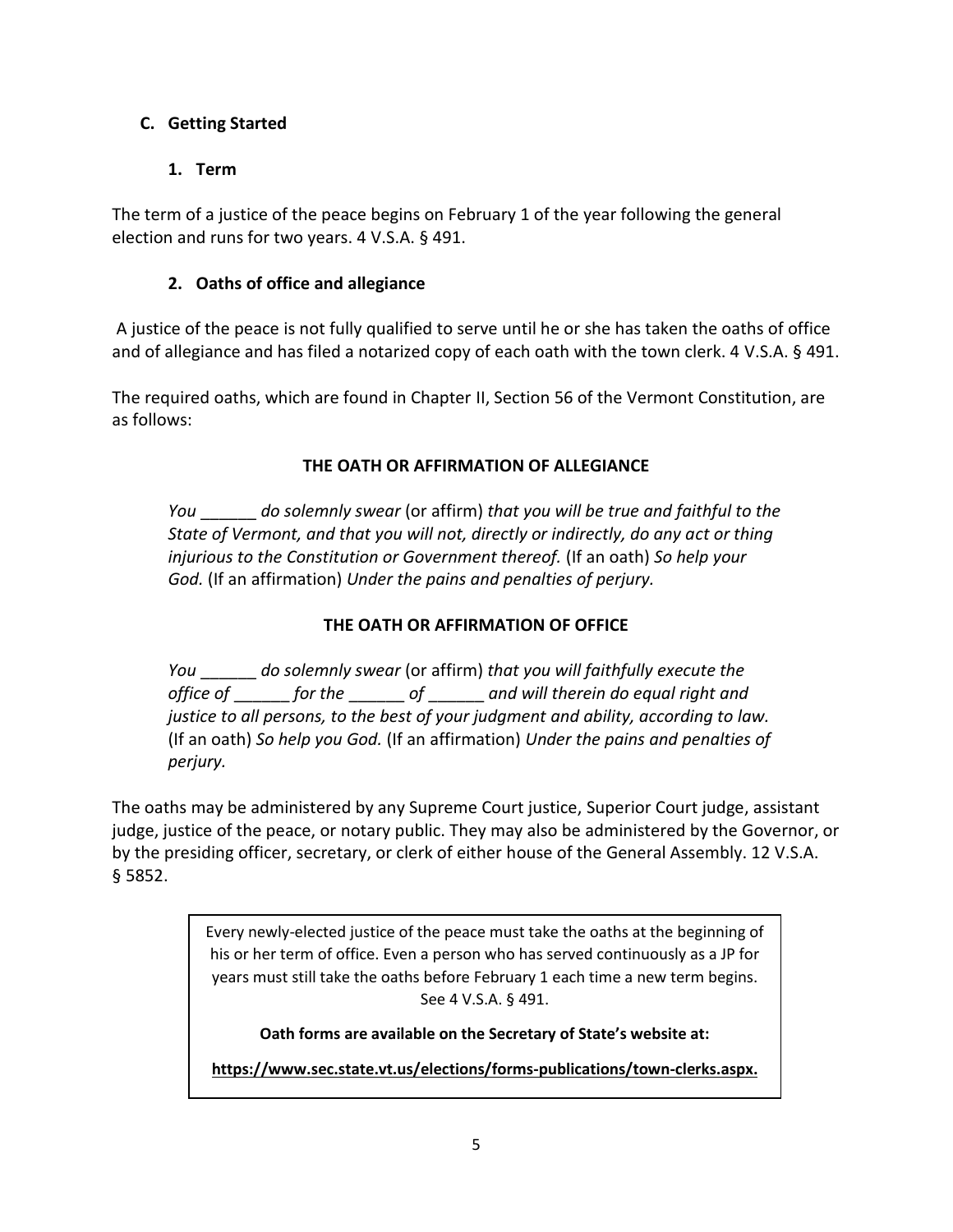## C. Getting Started

### 1. Term

The term of a justice of the peace begins on February 1 of the year following the general election and runs for two years. 4 V.S.A. § 491.

### 2. Oaths of office and allegiance

A justice of the peace is not fully qualified to serve until he or she has taken the oaths of office and of allegiance and has filed a notarized copy of each oath with the town clerk. 4 V.S.A. § 491.

The required oaths, which are found in Chapter II, Section 56 of the Vermont Constitution, are as follows:

**THE OATH OR AFFIRMATION OF ALLEGIANCE**

> *You ______ do solemnly swear* (or affirm) *that you will be true and faithful to the State of Vermont, and that you will not, directly or indirectly, do any act or thing injurious to the Constitution or Government thereof.* (If an oath) *So help your God.* (If an affirmation) *Under the pains and penalties of perjury.*

**THE OATH OR AFFIRMATION OF OFFICE**

> *You ______ do solemnly swear* (or affirm) *that you will faithfully execute the office of ______ for the ______ of ______ and will therein do equal right and justice to all persons, to the best of your judgment and ability, according to law.* (If an oath) *So help you God.* (If an affirmation) *Under the pains and penalties of perjury.*

The oaths may be administered by any Supreme Court justice, Superior Court judge, assistant judge, justice of the peace, or notary public. They may also be administered by the Governor, or by the presiding officer, secretary, or clerk of either house of the General Assembly. 12 V.S.A. § 5852.

> Every newly-elected justice of the peace must take the oaths at the beginning of his or her term of office. Even a person who has served continuously as a JP for years must still take the oaths before February 1 each time a new term begins. See 4 V.S.A. § 491.
>
> **Oath forms are available on the Secretary of State's website at:**
>
> **https://www.sec.state.vt.us/elections/forms-publications/town-clerks.aspx.**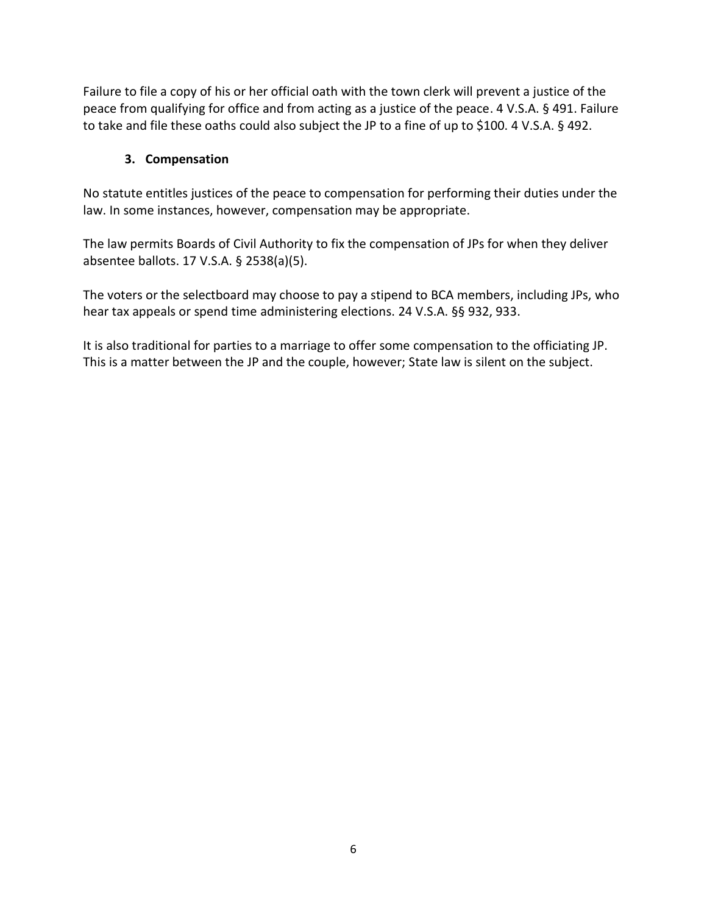Failure to file a copy of his or her official oath with the town clerk will prevent a justice of the peace from qualifying for office and from acting as a justice of the peace. 4 V.S.A. § 491. Failure to take and file these oaths could also subject the JP to a fine of up to $100. 4 V.S.A. § 492.

### 3. Compensation

No statute entitles justices of the peace to compensation for performing their duties under the law. In some instances, however, compensation may be appropriate.

The law permits Boards of Civil Authority to fix the compensation of JPs for when they deliver absentee ballots. 17 V.S.A. § 2538(a)(5).

The voters or the selectboard may choose to pay a stipend to BCA members, including JPs, who hear tax appeals or spend time administering elections. 24 V.S.A. §§ 932, 933.

It is also traditional for parties to a marriage to offer some compensation to the officiating JP. This is a matter between the JP and the couple, however; State law is silent on the subject.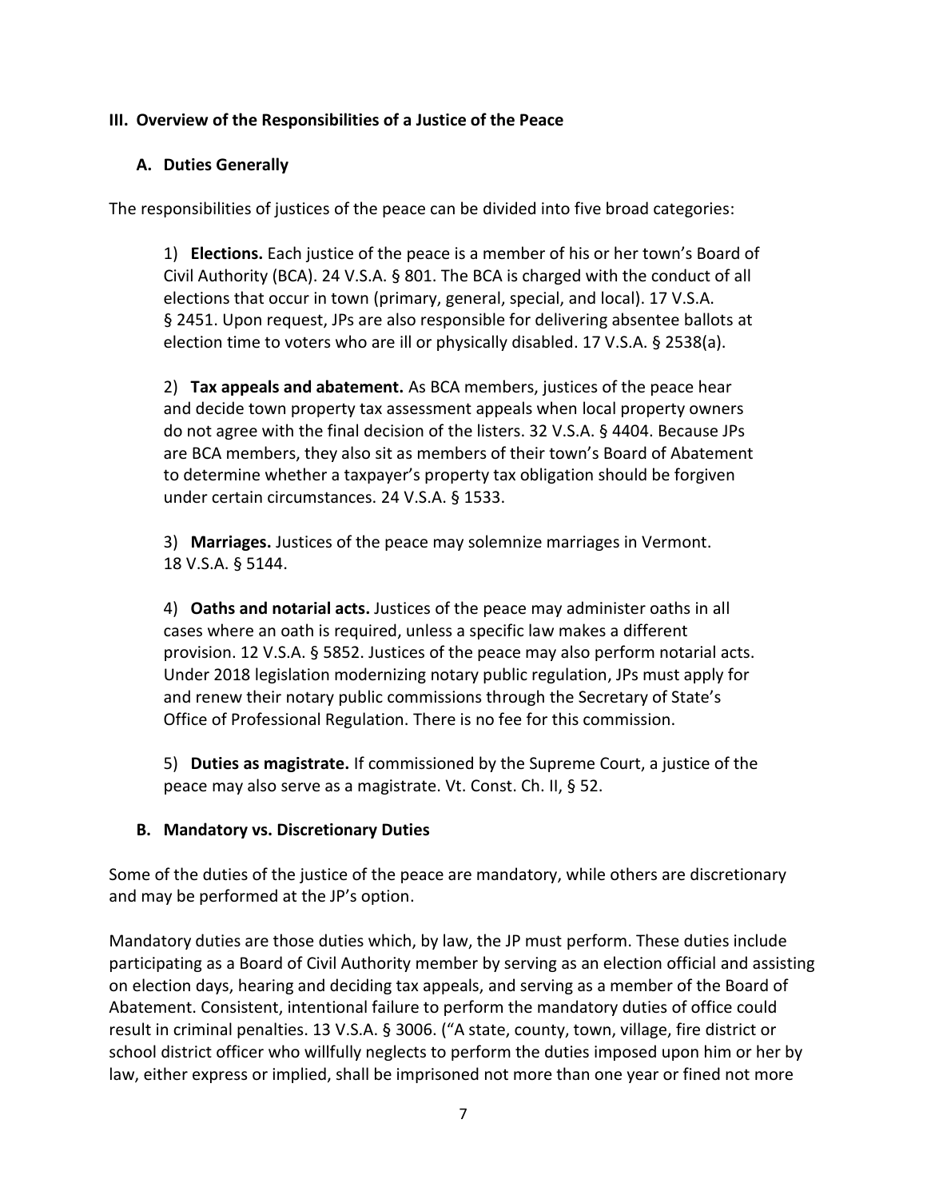## III. Overview of the Responsibilities of a Justice of the Peace

### A. Duties Generally

The responsibilities of justices of the peace can be divided into five broad categories:

1) **Elections.** Each justice of the peace is a member of his or her town's Board of Civil Authority (BCA). 24 V.S.A. § 801. The BCA is charged with the conduct of all elections that occur in town (primary, general, special, and local). 17 V.S.A. § 2451. Upon request, JPs are also responsible for delivering absentee ballots at election time to voters who are ill or physically disabled. 17 V.S.A. § 2538(a).

2) **Tax appeals and abatement.** As BCA members, justices of the peace hear and decide town property tax assessment appeals when local property owners do not agree with the final decision of the listers. 32 V.S.A. § 4404. Because JPs are BCA members, they also sit as members of their town's Board of Abatement to determine whether a taxpayer's property tax obligation should be forgiven under certain circumstances. 24 V.S.A. § 1533.

3) **Marriages.** Justices of the peace may solemnize marriages in Vermont. 18 V.S.A. § 5144.

4) **Oaths and notarial acts.** Justices of the peace may administer oaths in all cases where an oath is required, unless a specific law makes a different provision. 12 V.S.A. § 5852. Justices of the peace may also perform notarial acts. Under 2018 legislation modernizing notary public regulation, JPs must apply for and renew their notary public commissions through the Secretary of State's Office of Professional Regulation. There is no fee for this commission.

5) **Duties as magistrate.** If commissioned by the Supreme Court, a justice of the peace may also serve as a magistrate. Vt. Const. Ch. II, § 52.

### B. Mandatory vs. Discretionary Duties

Some of the duties of the justice of the peace are mandatory, while others are discretionary and may be performed at the JP's option.

Mandatory duties are those duties which, by law, the JP must perform. These duties include participating as a Board of Civil Authority member by serving as an election official and assisting on election days, hearing and deciding tax appeals, and serving as a member of the Board of Abatement. Consistent, intentional failure to perform the mandatory duties of office could result in criminal penalties. 13 V.S.A. § 3006. ("A state, county, town, village, fire district or school district officer who willfully neglects to perform the duties imposed upon him or her by law, either express or implied, shall be imprisoned not more than one year or fined not more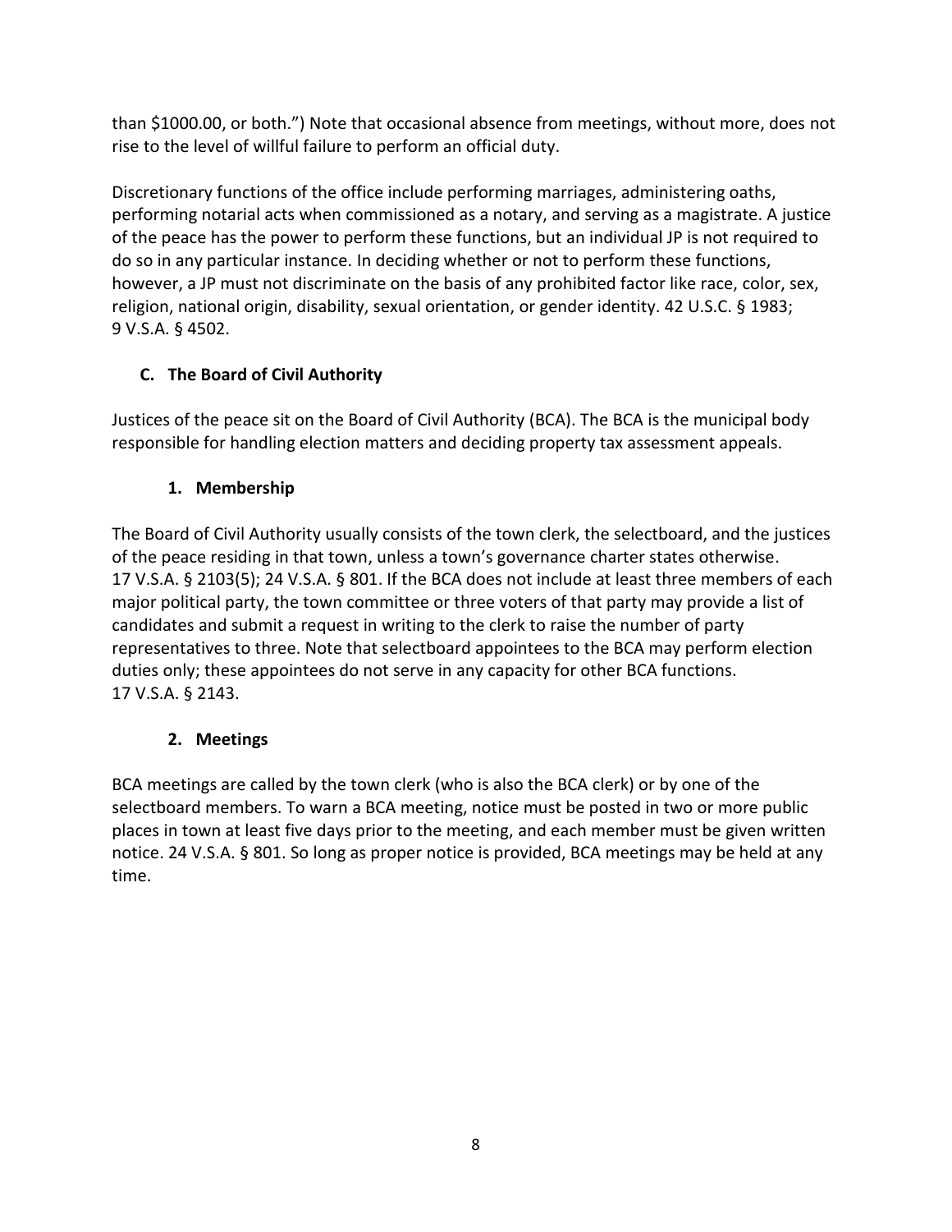than $1000.00, or both.") Note that occasional absence from meetings, without more, does not rise to the level of willful failure to perform an official duty.

Discretionary functions of the office include performing marriages, administering oaths, performing notarial acts when commissioned as a notary, and serving as a magistrate. A justice of the peace has the power to perform these functions, but an individual JP is not required to do so in any particular instance. In deciding whether or not to perform these functions, however, a JP must not discriminate on the basis of any prohibited factor like race, color, sex, religion, national origin, disability, sexual orientation, or gender identity. 42 U.S.C. § 1983; 9 V.S.A. § 4502.

### C. The Board of Civil Authority

Justices of the peace sit on the Board of Civil Authority (BCA). The BCA is the municipal body responsible for handling election matters and deciding property tax assessment appeals.

#### 1. Membership

The Board of Civil Authority usually consists of the town clerk, the selectboard, and the justices of the peace residing in that town, unless a town's governance charter states otherwise. 17 V.S.A. § 2103(5); 24 V.S.A. § 801. If the BCA does not include at least three members of each major political party, the town committee or three voters of that party may provide a list of candidates and submit a request in writing to the clerk to raise the number of party representatives to three. Note that selectboard appointees to the BCA may perform election duties only; these appointees do not serve in any capacity for other BCA functions. 17 V.S.A. § 2143.

#### 2. Meetings

BCA meetings are called by the town clerk (who is also the BCA clerk) or by one of the selectboard members. To warn a BCA meeting, notice must be posted in two or more public places in town at least five days prior to the meeting, and each member must be given written notice. 24 V.S.A. § 801. So long as proper notice is provided, BCA meetings may be held at any time.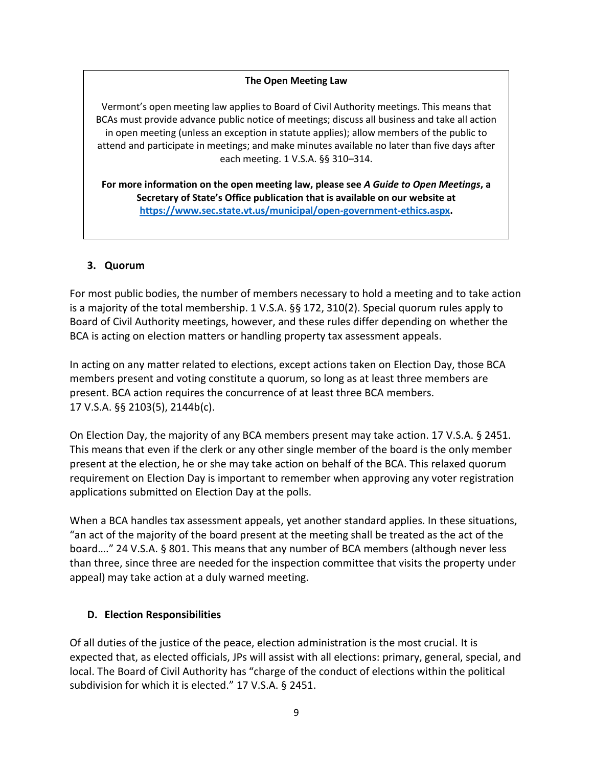**The Open Meeting Law**

Vermont's open meeting law applies to Board of Civil Authority meetings. This means that BCAs must provide advance public notice of meetings; discuss all business and take all action in open meeting (unless an exception in statute applies); allow members of the public to attend and participate in meetings; and make minutes available no later than five days after each meeting. 1 V.S.A. §§ 310–314.

**For more information on the open meeting law, please see *A Guide to Open Meetings*, a Secretary of State's Office publication that is available on our website at [https://www.sec.state.vt.us/municipal/open-government-ethics.aspx](https://www.sec.state.vt.us/municipal/open-government-ethics.aspx).**

### 3. Quorum

For most public bodies, the number of members necessary to hold a meeting and to take action is a majority of the total membership. 1 V.S.A. §§ 172, 310(2). Special quorum rules apply to Board of Civil Authority meetings, however, and these rules differ depending on whether the BCA is acting on election matters or handling property tax assessment appeals.

In acting on any matter related to elections, except actions taken on Election Day, those BCA members present and voting constitute a quorum, so long as at least three members are present. BCA action requires the concurrence of at least three BCA members. 17 V.S.A. §§ 2103(5), 2144b(c).

On Election Day, the majority of any BCA members present may take action. 17 V.S.A. § 2451. This means that even if the clerk or any other single member of the board is the only member present at the election, he or she may take action on behalf of the BCA. This relaxed quorum requirement on Election Day is important to remember when approving any voter registration applications submitted on Election Day at the polls.

When a BCA handles tax assessment appeals, yet another standard applies. In these situations, "an act of the majority of the board present at the meeting shall be treated as the act of the board…." 24 V.S.A. § 801. This means that any number of BCA members (although never less than three, since three are needed for the inspection committee that visits the property under appeal) may take action at a duly warned meeting.

## D. Election Responsibilities

Of all duties of the justice of the peace, election administration is the most crucial. It is expected that, as elected officials, JPs will assist with all elections: primary, general, special, and local. The Board of Civil Authority has "charge of the conduct of elections within the political subdivision for which it is elected." 17 V.S.A. § 2451.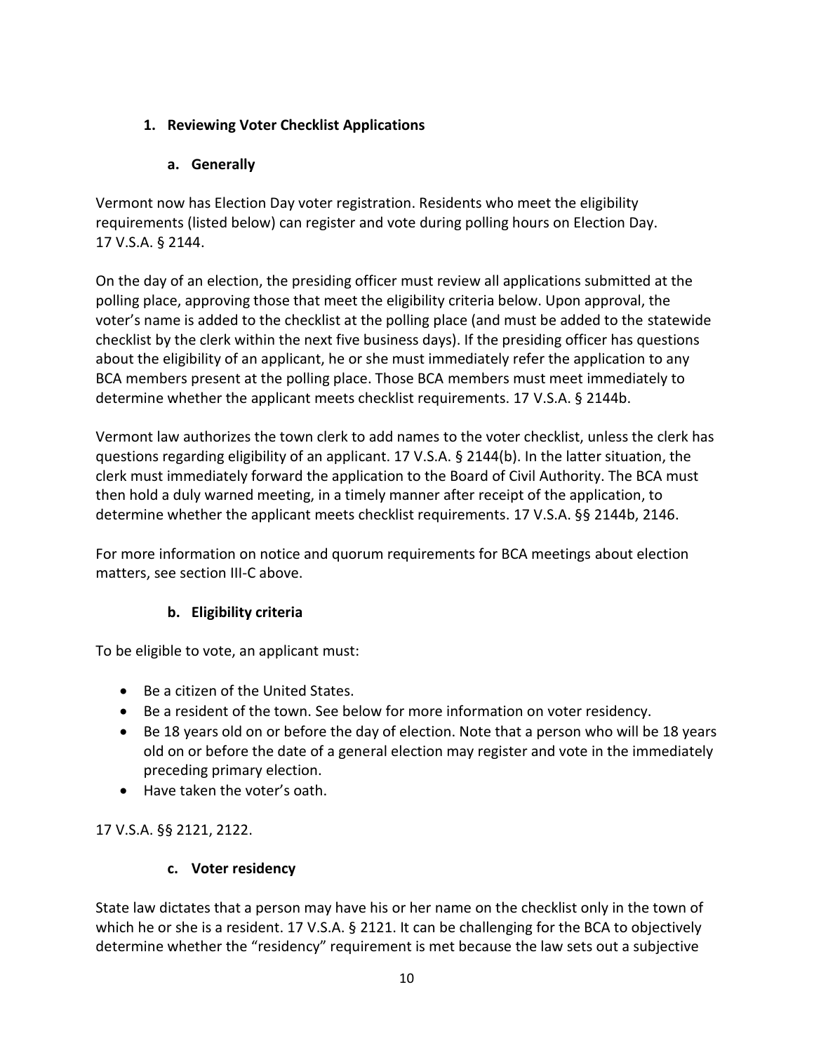### 1. Reviewing Voter Checklist Applications

#### a. Generally

Vermont now has Election Day voter registration. Residents who meet the eligibility requirements (listed below) can register and vote during polling hours on Election Day. 17 V.S.A. § 2144.

On the day of an election, the presiding officer must review all applications submitted at the polling place, approving those that meet the eligibility criteria below. Upon approval, the voter's name is added to the checklist at the polling place (and must be added to the statewide checklist by the clerk within the next five business days). If the presiding officer has questions about the eligibility of an applicant, he or she must immediately refer the application to any BCA members present at the polling place. Those BCA members must meet immediately to determine whether the applicant meets checklist requirements. 17 V.S.A. § 2144b.

Vermont law authorizes the town clerk to add names to the voter checklist, unless the clerk has questions regarding eligibility of an applicant. 17 V.S.A. § 2144(b). In the latter situation, the clerk must immediately forward the application to the Board of Civil Authority. The BCA must then hold a duly warned meeting, in a timely manner after receipt of the application, to determine whether the applicant meets checklist requirements. 17 V.S.A. §§ 2144b, 2146.

For more information on notice and quorum requirements for BCA meetings about election matters, see section III-C above.

#### b. Eligibility criteria

To be eligible to vote, an applicant must:

- Be a citizen of the United States.
- Be a resident of the town. See below for more information on voter residency.
- Be 18 years old on or before the day of election. Note that a person who will be 18 years old on or before the date of a general election may register and vote in the immediately preceding primary election.
- Have taken the voter's oath.

17 V.S.A. §§ 2121, 2122.

#### c. Voter residency

State law dictates that a person may have his or her name on the checklist only in the town of which he or she is a resident. 17 V.S.A. § 2121. It can be challenging for the BCA to objectively determine whether the "residency" requirement is met because the law sets out a subjective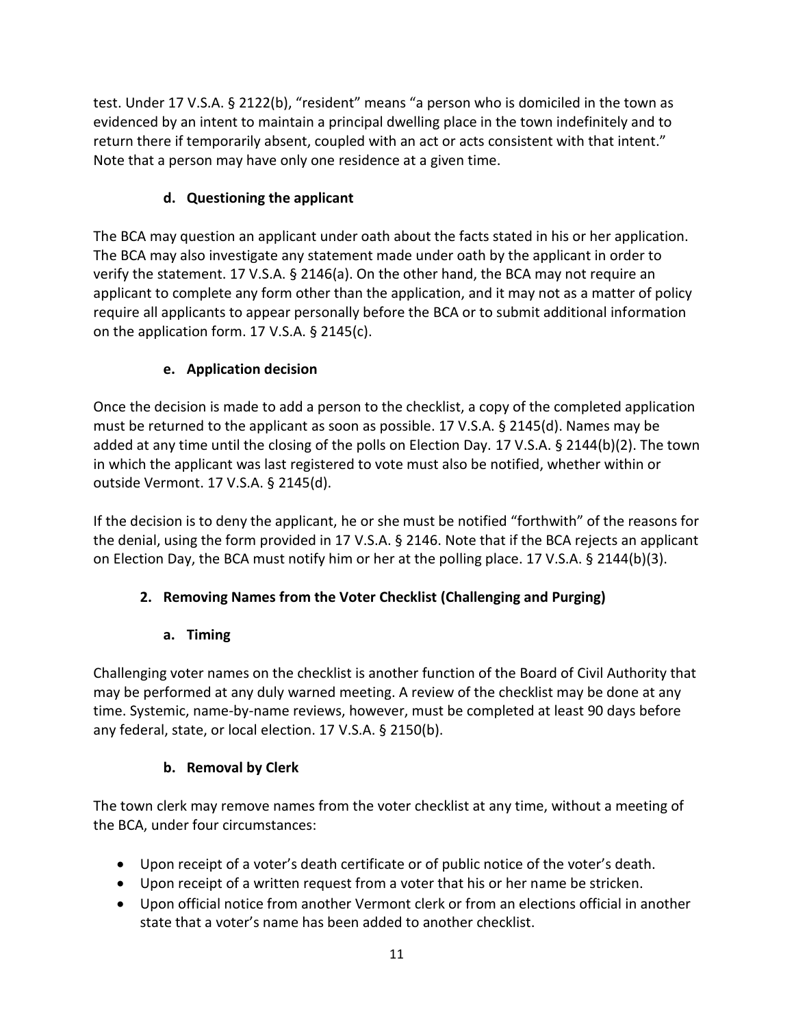test. Under 17 V.S.A. § 2122(b), "resident" means "a person who is domiciled in the town as evidenced by an intent to maintain a principal dwelling place in the town indefinitely and to return there if temporarily absent, coupled with an act or acts consistent with that intent." Note that a person may have only one residence at a given time.

### d. Questioning the applicant

The BCA may question an applicant under oath about the facts stated in his or her application. The BCA may also investigate any statement made under oath by the applicant in order to verify the statement. 17 V.S.A. § 2146(a). On the other hand, the BCA may not require an applicant to complete any form other than the application, and it may not as a matter of policy require all applicants to appear personally before the BCA or to submit additional information on the application form. 17 V.S.A. § 2145(c).

### e. Application decision

Once the decision is made to add a person to the checklist, a copy of the completed application must be returned to the applicant as soon as possible. 17 V.S.A. § 2145(d). Names may be added at any time until the closing of the polls on Election Day. 17 V.S.A. § 2144(b)(2). The town in which the applicant was last registered to vote must also be notified, whether within or outside Vermont. 17 V.S.A. § 2145(d).

If the decision is to deny the applicant, he or she must be notified "forthwith" of the reasons for the denial, using the form provided in 17 V.S.A. § 2146. Note that if the BCA rejects an applicant on Election Day, the BCA must notify him or her at the polling place. 17 V.S.A. § 2144(b)(3).

## 2. Removing Names from the Voter Checklist (Challenging and Purging)

### a. Timing

Challenging voter names on the checklist is another function of the Board of Civil Authority that may be performed at any duly warned meeting. A review of the checklist may be done at any time. Systemic, name-by-name reviews, however, must be completed at least 90 days before any federal, state, or local election. 17 V.S.A. § 2150(b).

### b. Removal by Clerk

The town clerk may remove names from the voter checklist at any time, without a meeting of the BCA, under four circumstances:

- Upon receipt of a voter's death certificate or of public notice of the voter's death.
- Upon receipt of a written request from a voter that his or her name be stricken.
- Upon official notice from another Vermont clerk or from an elections official in another state that a voter's name has been added to another checklist.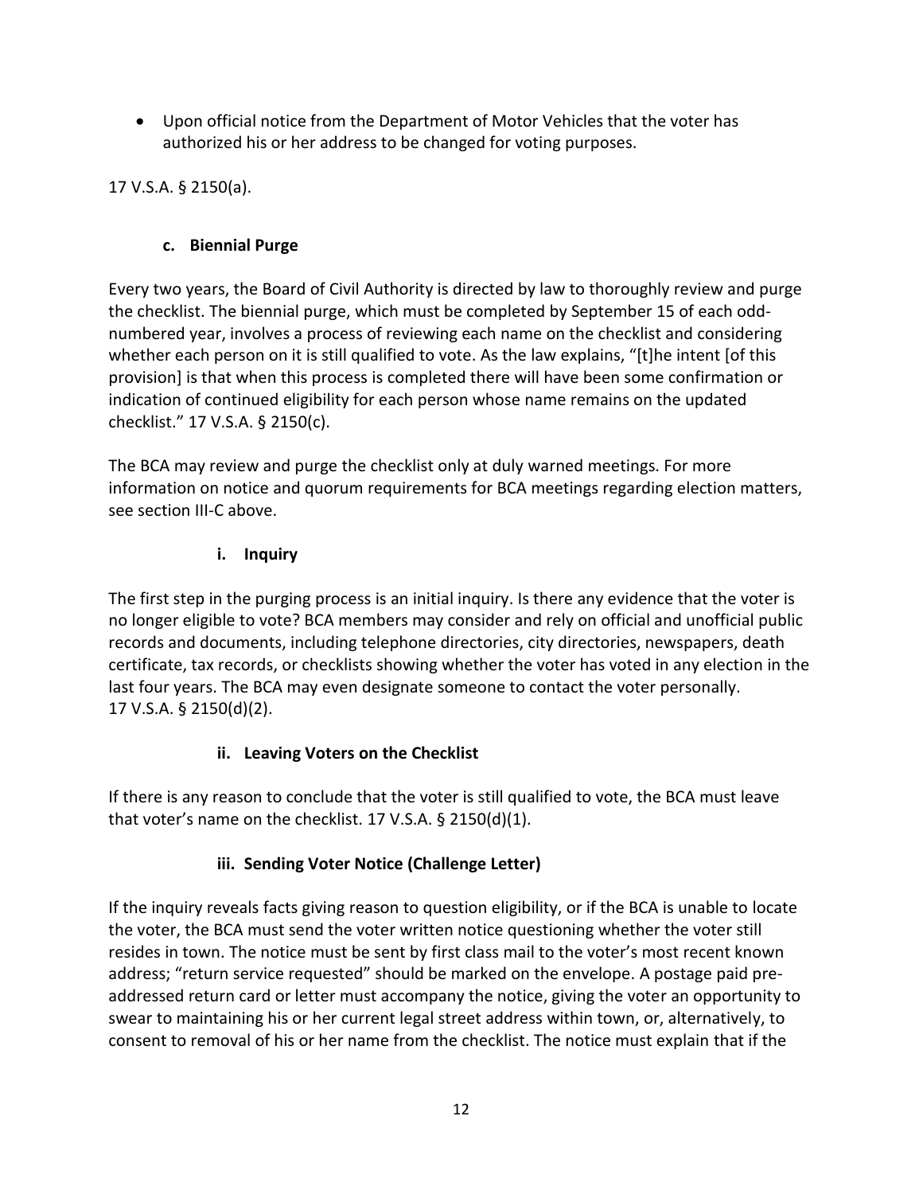- Upon official notice from the Department of Motor Vehicles that the voter has authorized his or her address to be changed for voting purposes.

17 V.S.A. § 2150(a).

### c. Biennial Purge

Every two years, the Board of Civil Authority is directed by law to thoroughly review and purge the checklist. The biennial purge, which must be completed by September 15 of each odd-numbered year, involves a process of reviewing each name on the checklist and considering whether each person on it is still qualified to vote. As the law explains, "[t]he intent [of this provision] is that when this process is completed there will have been some confirmation or indication of continued eligibility for each person whose name remains on the updated checklist." 17 V.S.A. § 2150(c).

The BCA may review and purge the checklist only at duly warned meetings. For more information on notice and quorum requirements for BCA meetings regarding election matters, see section III-C above.

#### i. Inquiry

The first step in the purging process is an initial inquiry. Is there any evidence that the voter is no longer eligible to vote? BCA members may consider and rely on official and unofficial public records and documents, including telephone directories, city directories, newspapers, death certificate, tax records, or checklists showing whether the voter has voted in any election in the last four years. The BCA may even designate someone to contact the voter personally. 17 V.S.A. § 2150(d)(2).

#### ii. Leaving Voters on the Checklist

If there is any reason to conclude that the voter is still qualified to vote, the BCA must leave that voter's name on the checklist. 17 V.S.A. § 2150(d)(1).

#### iii. Sending Voter Notice (Challenge Letter)

If the inquiry reveals facts giving reason to question eligibility, or if the BCA is unable to locate the voter, the BCA must send the voter written notice questioning whether the voter still resides in town. The notice must be sent by first class mail to the voter's most recent known address; "return service requested" should be marked on the envelope. A postage paid pre-addressed return card or letter must accompany the notice, giving the voter an opportunity to swear to maintaining his or her current legal street address within town, or, alternatively, to consent to removal of his or her name from the checklist. The notice must explain that if the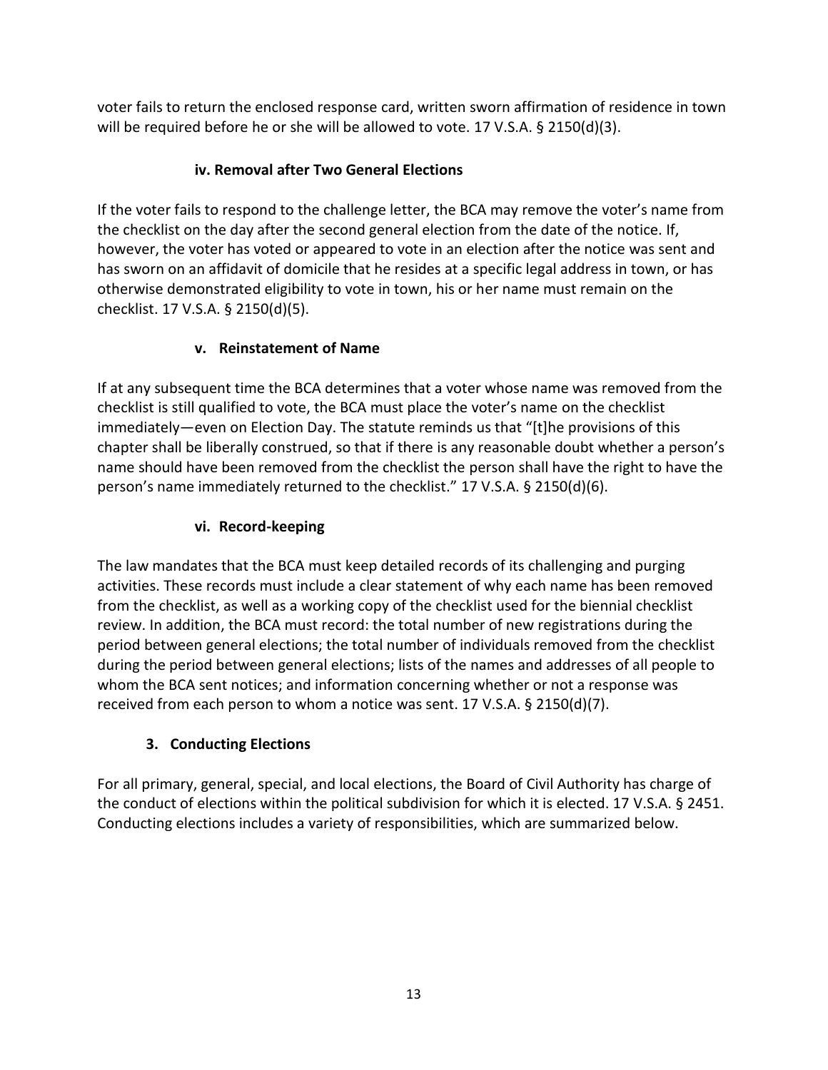voter fails to return the enclosed response card, written sworn affirmation of residence in town will be required before he or she will be allowed to vote. 17 V.S.A. § 2150(d)(3).

#### iv. Removal after Two General Elections

If the voter fails to respond to the challenge letter, the BCA may remove the voter's name from the checklist on the day after the second general election from the date of the notice. If, however, the voter has voted or appeared to vote in an election after the notice was sent and has sworn on an affidavit of domicile that he resides at a specific legal address in town, or has otherwise demonstrated eligibility to vote in town, his or her name must remain on the checklist. 17 V.S.A. § 2150(d)(5).

#### v. Reinstatement of Name

If at any subsequent time the BCA determines that a voter whose name was removed from the checklist is still qualified to vote, the BCA must place the voter's name on the checklist immediately—even on Election Day. The statute reminds us that "[t]he provisions of this chapter shall be liberally construed, so that if there is any reasonable doubt whether a person's name should have been removed from the checklist the person shall have the right to have the person's name immediately returned to the checklist." 17 V.S.A. § 2150(d)(6).

#### vi. Record-keeping

The law mandates that the BCA must keep detailed records of its challenging and purging activities. These records must include a clear statement of why each name has been removed from the checklist, as well as a working copy of the checklist used for the biennial checklist review. In addition, the BCA must record: the total number of new registrations during the period between general elections; the total number of individuals removed from the checklist during the period between general elections; lists of the names and addresses of all people to whom the BCA sent notices; and information concerning whether or not a response was received from each person to whom a notice was sent. 17 V.S.A. § 2150(d)(7).

### 3. Conducting Elections

For all primary, general, special, and local elections, the Board of Civil Authority has charge of the conduct of elections within the political subdivision for which it is elected. 17 V.S.A. § 2451. Conducting elections includes a variety of responsibilities, which are summarized below.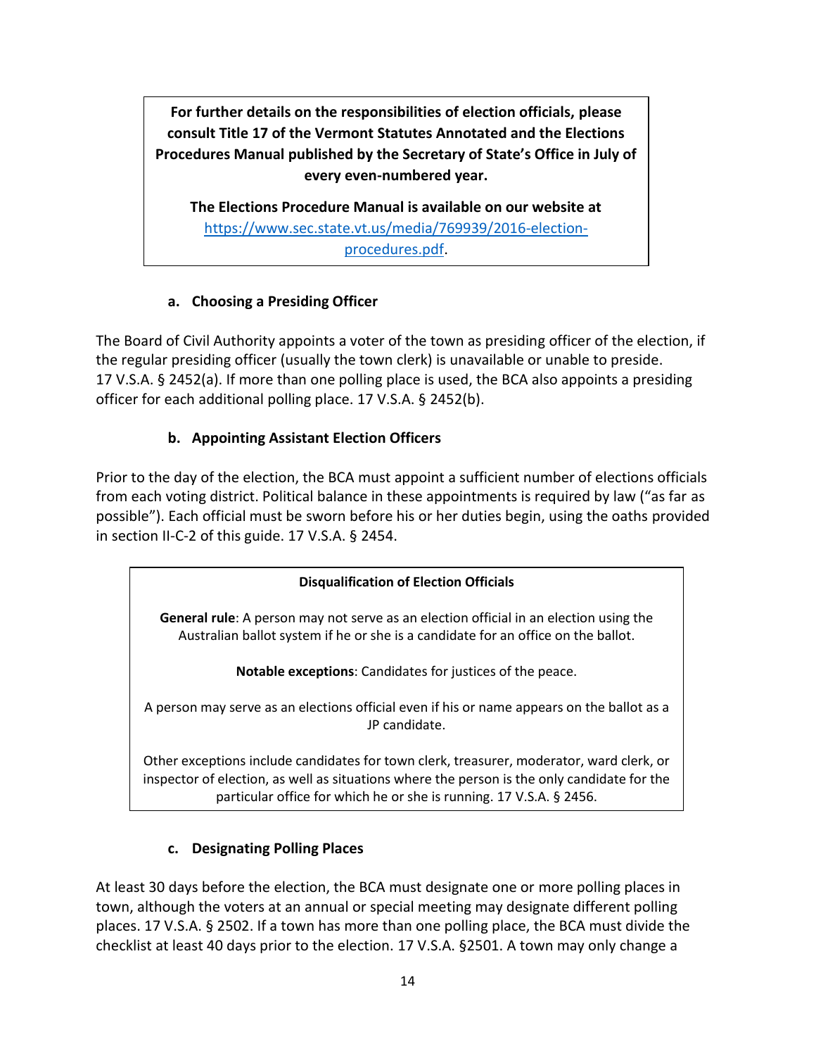**For further details on the responsibilities of election officials, please consult Title 17 of the Vermont Statutes Annotated and the Elections Procedures Manual published by the Secretary of State's Office in July of every even-numbered year.**

**The Elections Procedure Manual is available on our website at** [https://www.sec.state.vt.us/media/769939/2016-election-procedures.pdf](https://www.sec.state.vt.us/media/769939/2016-election-procedures.pdf).

### a. Choosing a Presiding Officer

The Board of Civil Authority appoints a voter of the town as presiding officer of the election, if the regular presiding officer (usually the town clerk) is unavailable or unable to preside. 17 V.S.A. § 2452(a). If more than one polling place is used, the BCA also appoints a presiding officer for each additional polling place. 17 V.S.A. § 2452(b).

### b. Appointing Assistant Election Officers

Prior to the day of the election, the BCA must appoint a sufficient number of elections officials from each voting district. Political balance in these appointments is required by law ("as far as possible"). Each official must be sworn before his or her duties begin, using the oaths provided in section II-C-2 of this guide. 17 V.S.A. § 2454.

**Disqualification of Election Officials**

**General rule**: A person may not serve as an election official in an election using the Australian ballot system if he or she is a candidate for an office on the ballot.

**Notable exceptions**: Candidates for justices of the peace.

A person may serve as an elections official even if his or name appears on the ballot as a JP candidate.

Other exceptions include candidates for town clerk, treasurer, moderator, ward clerk, or inspector of election, as well as situations where the person is the only candidate for the particular office for which he or she is running. 17 V.S.A. § 2456.

### c. Designating Polling Places

At least 30 days before the election, the BCA must designate one or more polling places in town, although the voters at an annual or special meeting may designate different polling places. 17 V.S.A. § 2502. If a town has more than one polling place, the BCA must divide the checklist at least 40 days prior to the election. 17 V.S.A. §2501. A town may only change a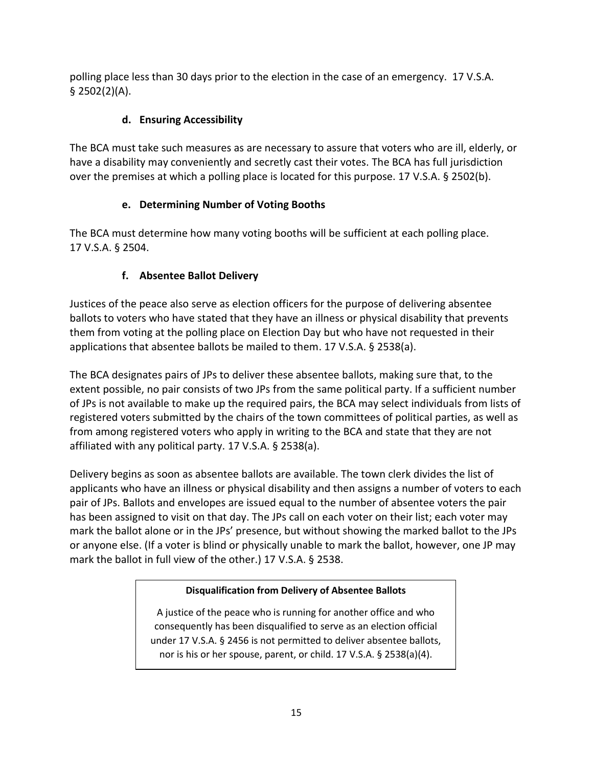polling place less than 30 days prior to the election in the case of an emergency. 17 V.S.A. § 2502(2)(A).

#### d. Ensuring Accessibility

The BCA must take such measures as are necessary to assure that voters who are ill, elderly, or have a disability may conveniently and secretly cast their votes. The BCA has full jurisdiction over the premises at which a polling place is located for this purpose. 17 V.S.A. § 2502(b).

#### e. Determining Number of Voting Booths

The BCA must determine how many voting booths will be sufficient at each polling place. 17 V.S.A. § 2504.

#### f. Absentee Ballot Delivery

Justices of the peace also serve as election officers for the purpose of delivering absentee ballots to voters who have stated that they have an illness or physical disability that prevents them from voting at the polling place on Election Day but who have not requested in their applications that absentee ballots be mailed to them. 17 V.S.A. § 2538(a).

The BCA designates pairs of JPs to deliver these absentee ballots, making sure that, to the extent possible, no pair consists of two JPs from the same political party. If a sufficient number of JPs is not available to make up the required pairs, the BCA may select individuals from lists of registered voters submitted by the chairs of the town committees of political parties, as well as from among registered voters who apply in writing to the BCA and state that they are not affiliated with any political party. 17 V.S.A. § 2538(a).

Delivery begins as soon as absentee ballots are available. The town clerk divides the list of applicants who have an illness or physical disability and then assigns a number of voters to each pair of JPs. Ballots and envelopes are issued equal to the number of absentee voters the pair has been assigned to visit on that day. The JPs call on each voter on their list; each voter may mark the ballot alone or in the JPs' presence, but without showing the marked ballot to the JPs or anyone else. (If a voter is blind or physically unable to mark the ballot, however, one JP may mark the ballot in full view of the other.) 17 V.S.A. § 2538.

**Disqualification from Delivery of Absentee Ballots**

A justice of the peace who is running for another office and who consequently has been disqualified to serve as an election official under 17 V.S.A. § 2456 is not permitted to deliver absentee ballots, nor is his or her spouse, parent, or child. 17 V.S.A. § 2538(a)(4).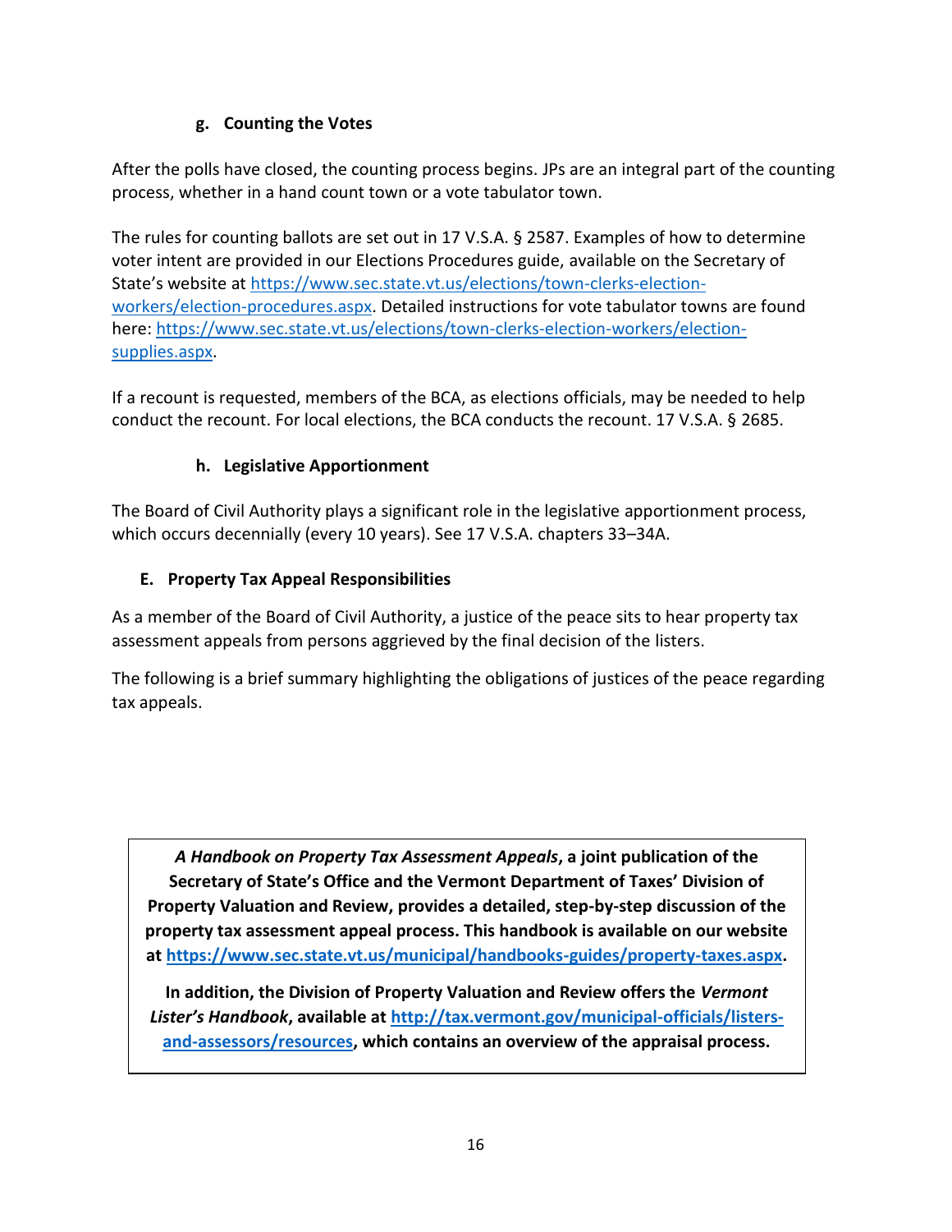#### g. Counting the Votes

After the polls have closed, the counting process begins. JPs are an integral part of the counting process, whether in a hand count town or a vote tabulator town.

The rules for counting ballots are set out in 17 V.S.A. § 2587. Examples of how to determine voter intent are provided in our Elections Procedures guide, available on the Secretary of State's website at [https://www.sec.state.vt.us/elections/town-clerks-election-workers/election-procedures.aspx](https://www.sec.state.vt.us/elections/town-clerks-election-workers/election-procedures.aspx). Detailed instructions for vote tabulator towns are found here: [https://www.sec.state.vt.us/elections/town-clerks-election-workers/election-supplies.aspx](https://www.sec.state.vt.us/elections/town-clerks-election-workers/election-supplies.aspx).

If a recount is requested, members of the BCA, as elections officials, may be needed to help conduct the recount. For local elections, the BCA conducts the recount. 17 V.S.A. § 2685.

#### h. Legislative Apportionment

The Board of Civil Authority plays a significant role in the legislative apportionment process, which occurs decennially (every 10 years). See 17 V.S.A. chapters 33–34A.

### E. Property Tax Appeal Responsibilities

As a member of the Board of Civil Authority, a justice of the peace sits to hear property tax assessment appeals from persons aggrieved by the final decision of the listers.

The following is a brief summary highlighting the obligations of justices of the peace regarding tax appeals.

> ***A Handbook on Property Tax Assessment Appeals*, a joint publication of the Secretary of State's Office and the Vermont Department of Taxes' Division of Property Valuation and Review, provides a detailed, step-by-step discussion of the property tax assessment appeal process. This handbook is available on our website at [https://www.sec.state.vt.us/municipal/handbooks-guides/property-taxes.aspx](https://www.sec.state.vt.us/municipal/handbooks-guides/property-taxes.aspx).**
>
> **In addition, the Division of Property Valuation and Review offers the *Vermont Lister's Handbook*, available at [http://tax.vermont.gov/municipal-officials/listers-and-assessors/resources](http://tax.vermont.gov/municipal-officials/listers-and-assessors/resources), which contains an overview of the appraisal process.**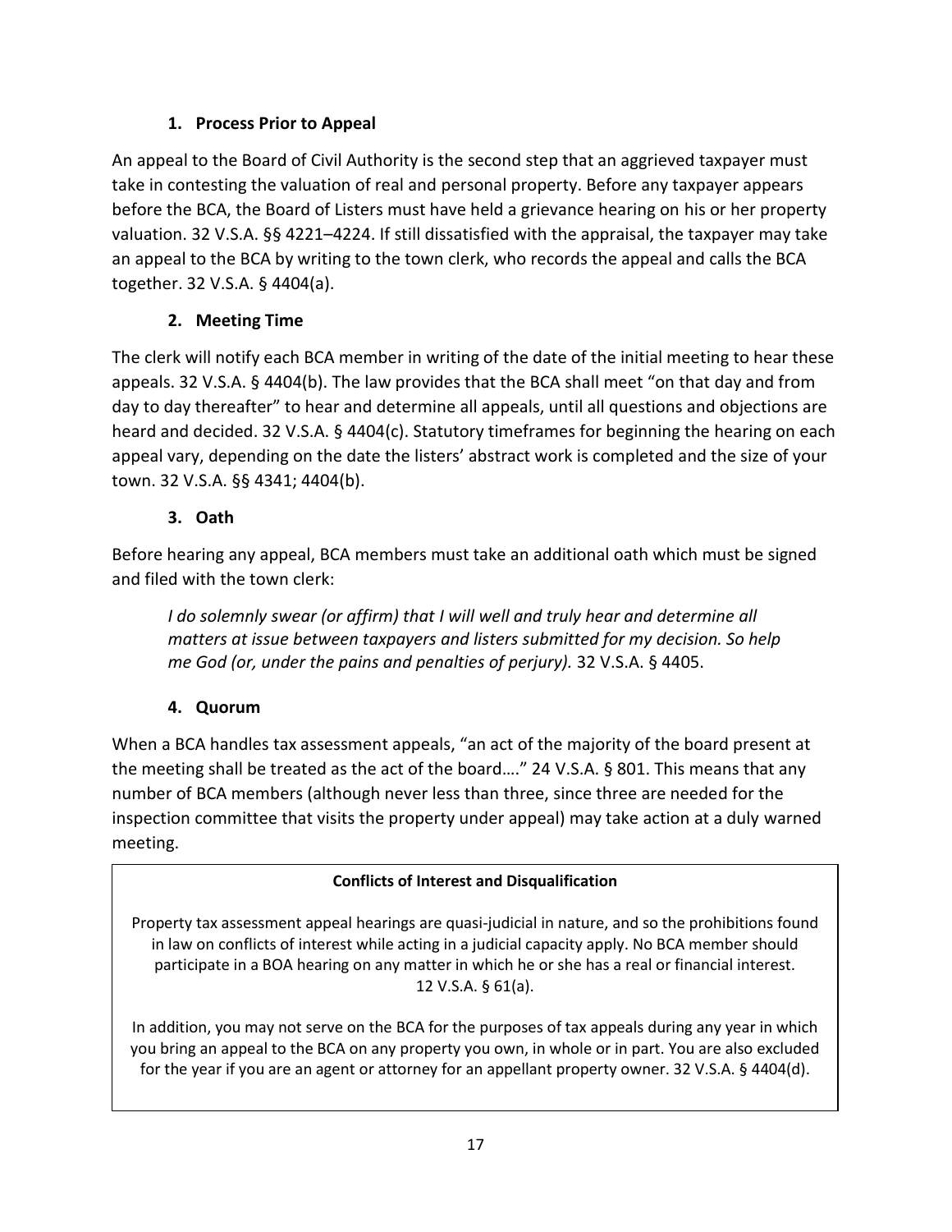### 1. Process Prior to Appeal

An appeal to the Board of Civil Authority is the second step that an aggrieved taxpayer must take in contesting the valuation of real and personal property. Before any taxpayer appears before the BCA, the Board of Listers must have held a grievance hearing on his or her property valuation. 32 V.S.A. §§ 4221–4224. If still dissatisfied with the appraisal, the taxpayer may take an appeal to the BCA by writing to the town clerk, who records the appeal and calls the BCA together. 32 V.S.A. § 4404(a).

### 2. Meeting Time

The clerk will notify each BCA member in writing of the date of the initial meeting to hear these appeals. 32 V.S.A. § 4404(b). The law provides that the BCA shall meet "on that day and from day to day thereafter" to hear and determine all appeals, until all questions and objections are heard and decided. 32 V.S.A. § 4404(c). Statutory timeframes for beginning the hearing on each appeal vary, depending on the date the listers' abstract work is completed and the size of your town. 32 V.S.A. §§ 4341; 4404(b).

### 3. Oath

Before hearing any appeal, BCA members must take an additional oath which must be signed and filed with the town clerk:

> *I do solemnly swear (or affirm) that I will well and truly hear and determine all matters at issue between taxpayers and listers submitted for my decision. So help me God (or, under the pains and penalties of perjury).* 32 V.S.A. § 4405.

### 4. Quorum

When a BCA handles tax assessment appeals, "an act of the majority of the board present at the meeting shall be treated as the act of the board…." 24 V.S.A. § 801. This means that any number of BCA members (although never less than three, since three are needed for the inspection committee that visits the property under appeal) may take action at a duly warned meeting.

**Conflicts of Interest and Disqualification**

Property tax assessment appeal hearings are quasi-judicial in nature, and so the prohibitions found in law on conflicts of interest while acting in a judicial capacity apply. No BCA member should participate in a BOA hearing on any matter in which he or she has a real or financial interest. 12 V.S.A. § 61(a).

In addition, you may not serve on the BCA for the purposes of tax appeals during any year in which you bring an appeal to the BCA on any property you own, in whole or in part. You are also excluded for the year if you are an agent or attorney for an appellant property owner. 32 V.S.A. § 4404(d).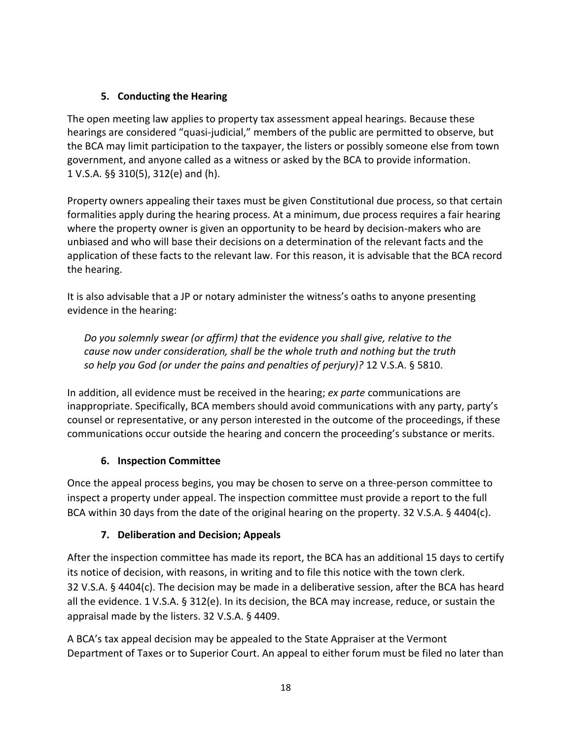### 5. Conducting the Hearing

The open meeting law applies to property tax assessment appeal hearings. Because these hearings are considered "quasi-judicial," members of the public are permitted to observe, but the BCA may limit participation to the taxpayer, the listers or possibly someone else from town government, and anyone called as a witness or asked by the BCA to provide information. 1 V.S.A. §§ 310(5), 312(e) and (h).

Property owners appealing their taxes must be given Constitutional due process, so that certain formalities apply during the hearing process. At a minimum, due process requires a fair hearing where the property owner is given an opportunity to be heard by decision-makers who are unbiased and who will base their decisions on a determination of the relevant facts and the application of these facts to the relevant law. For this reason, it is advisable that the BCA record the hearing.

It is also advisable that a JP or notary administer the witness's oaths to anyone presenting evidence in the hearing:

> *Do you solemnly swear (or affirm) that the evidence you shall give, relative to the cause now under consideration, shall be the whole truth and nothing but the truth so help you God (or under the pains and penalties of perjury)?* 12 V.S.A. § 5810.

In addition, all evidence must be received in the hearing; *ex parte* communications are inappropriate. Specifically, BCA members should avoid communications with any party, party's counsel or representative, or any person interested in the outcome of the proceedings, if these communications occur outside the hearing and concern the proceeding's substance or merits.

### 6. Inspection Committee

Once the appeal process begins, you may be chosen to serve on a three-person committee to inspect a property under appeal. The inspection committee must provide a report to the full BCA within 30 days from the date of the original hearing on the property. 32 V.S.A. § 4404(c).

### 7. Deliberation and Decision; Appeals

After the inspection committee has made its report, the BCA has an additional 15 days to certify its notice of decision, with reasons, in writing and to file this notice with the town clerk. 32 V.S.A. § 4404(c). The decision may be made in a deliberative session, after the BCA has heard all the evidence. 1 V.S.A. § 312(e). In its decision, the BCA may increase, reduce, or sustain the appraisal made by the listers. 32 V.S.A. § 4409.

A BCA's tax appeal decision may be appealed to the State Appraiser at the Vermont Department of Taxes or to Superior Court. An appeal to either forum must be filed no later than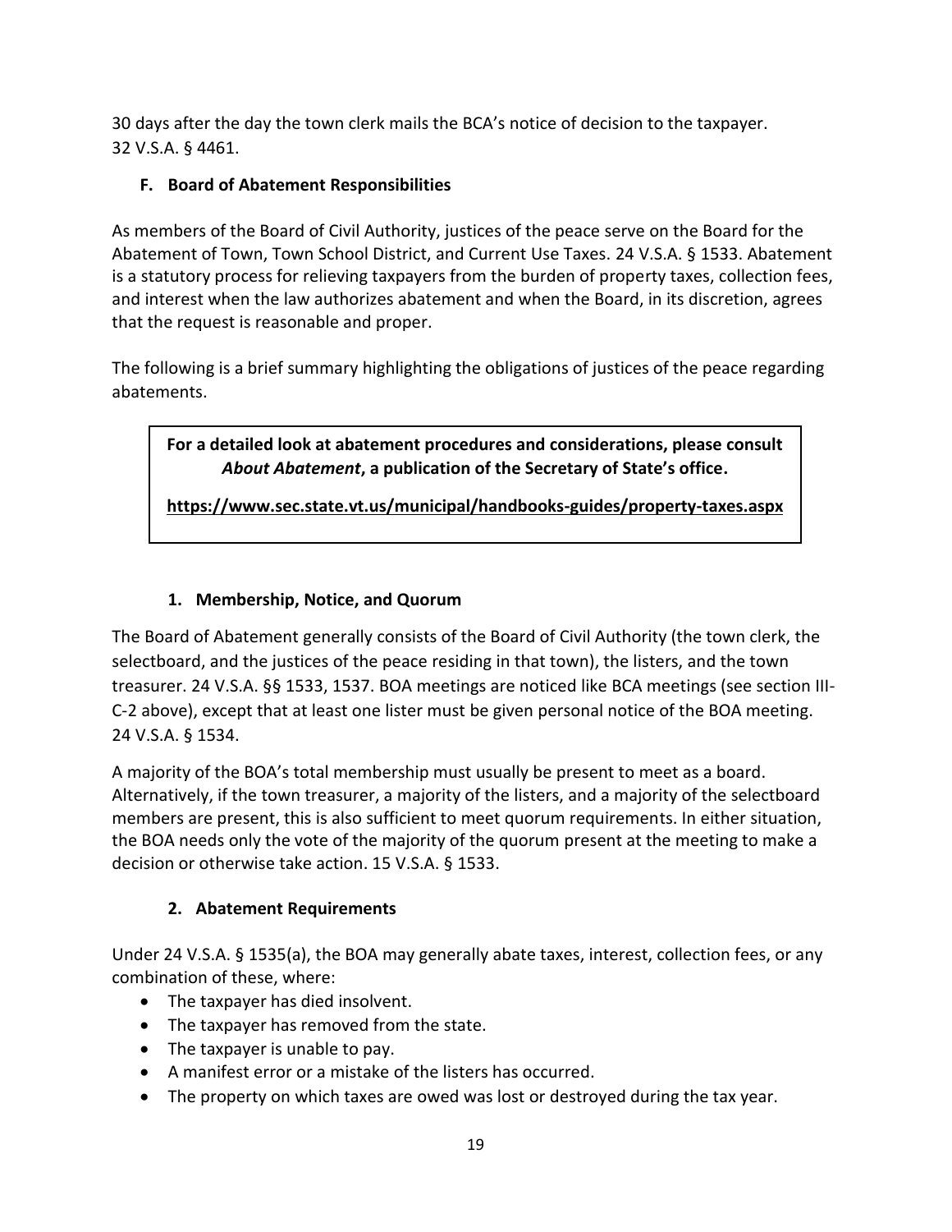30 days after the day the town clerk mails the BCA's notice of decision to the taxpayer. 32 V.S.A. § 4461.

### F. Board of Abatement Responsibilities

As members of the Board of Civil Authority, justices of the peace serve on the Board for the Abatement of Town, Town School District, and Current Use Taxes. 24 V.S.A. § 1533. Abatement is a statutory process for relieving taxpayers from the burden of property taxes, collection fees, and interest when the law authorizes abatement and when the Board, in its discretion, agrees that the request is reasonable and proper.

The following is a brief summary highlighting the obligations of justices of the peace regarding abatements.

> **For a detailed look at abatement procedures and considerations, please consult *About Abatement*, a publication of the Secretary of State's office.**
>
> **https://www.sec.state.vt.us/municipal/handbooks-guides/property-taxes.aspx**

#### 1. Membership, Notice, and Quorum

The Board of Abatement generally consists of the Board of Civil Authority (the town clerk, the selectboard, and the justices of the peace residing in that town), the listers, and the town treasurer. 24 V.S.A. §§ 1533, 1537. BOA meetings are noticed like BCA meetings (see section III-C-2 above), except that at least one lister must be given personal notice of the BOA meeting. 24 V.S.A. § 1534.

A majority of the BOA's total membership must usually be present to meet as a board. Alternatively, if the town treasurer, a majority of the listers, and a majority of the selectboard members are present, this is also sufficient to meet quorum requirements. In either situation, the BOA needs only the vote of the majority of the quorum present at the meeting to make a decision or otherwise take action. 15 V.S.A. § 1533.

#### 2. Abatement Requirements

Under 24 V.S.A. § 1535(a), the BOA may generally abate taxes, interest, collection fees, or any combination of these, where:

- The taxpayer has died insolvent.
- The taxpayer has removed from the state.
- The taxpayer is unable to pay.
- A manifest error or a mistake of the listers has occurred.
- The property on which taxes are owed was lost or destroyed during the tax year.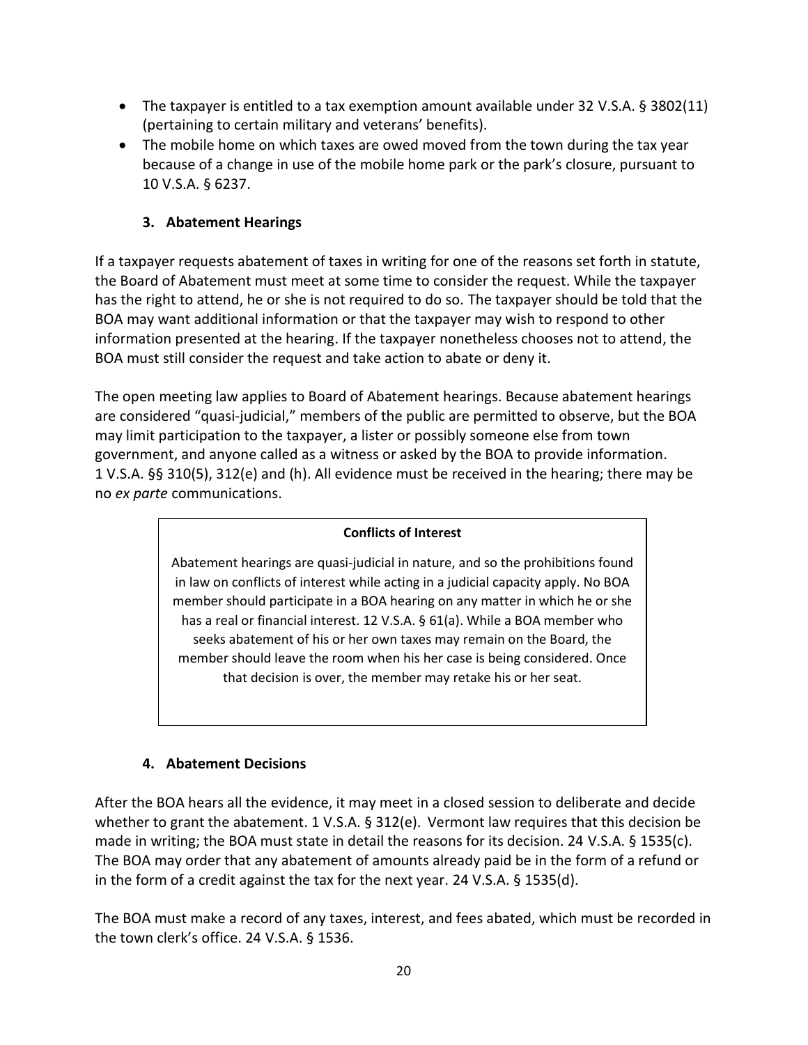- The taxpayer is entitled to a tax exemption amount available under 32 V.S.A. § 3802(11) (pertaining to certain military and veterans' benefits).
- The mobile home on which taxes are owed moved from the town during the tax year because of a change in use of the mobile home park or the park's closure, pursuant to 10 V.S.A. § 6237.

### 3. Abatement Hearings

If a taxpayer requests abatement of taxes in writing for one of the reasons set forth in statute, the Board of Abatement must meet at some time to consider the request. While the taxpayer has the right to attend, he or she is not required to do so. The taxpayer should be told that the BOA may want additional information or that the taxpayer may wish to respond to other information presented at the hearing. If the taxpayer nonetheless chooses not to attend, the BOA must still consider the request and take action to abate or deny it.

The open meeting law applies to Board of Abatement hearings. Because abatement hearings are considered "quasi-judicial," members of the public are permitted to observe, but the BOA may limit participation to the taxpayer, a lister or possibly someone else from town government, and anyone called as a witness or asked by the BOA to provide information. 1 V.S.A. §§ 310(5), 312(e) and (h). All evidence must be received in the hearing; there may be no *ex parte* communications.

> **Conflicts of Interest**
>
> Abatement hearings are quasi-judicial in nature, and so the prohibitions found in law on conflicts of interest while acting in a judicial capacity apply. No BOA member should participate in a BOA hearing on any matter in which he or she has a real or financial interest. 12 V.S.A. § 61(a). While a BOA member who seeks abatement of his or her own taxes may remain on the Board, the member should leave the room when his her case is being considered. Once that decision is over, the member may retake his or her seat.

### 4. Abatement Decisions

After the BOA hears all the evidence, it may meet in a closed session to deliberate and decide whether to grant the abatement. 1 V.S.A. § 312(e). Vermont law requires that this decision be made in writing; the BOA must state in detail the reasons for its decision. 24 V.S.A. § 1535(c). The BOA may order that any abatement of amounts already paid be in the form of a refund or in the form of a credit against the tax for the next year. 24 V.S.A. § 1535(d).

The BOA must make a record of any taxes, interest, and fees abated, which must be recorded in the town clerk's office. 24 V.S.A. § 1536.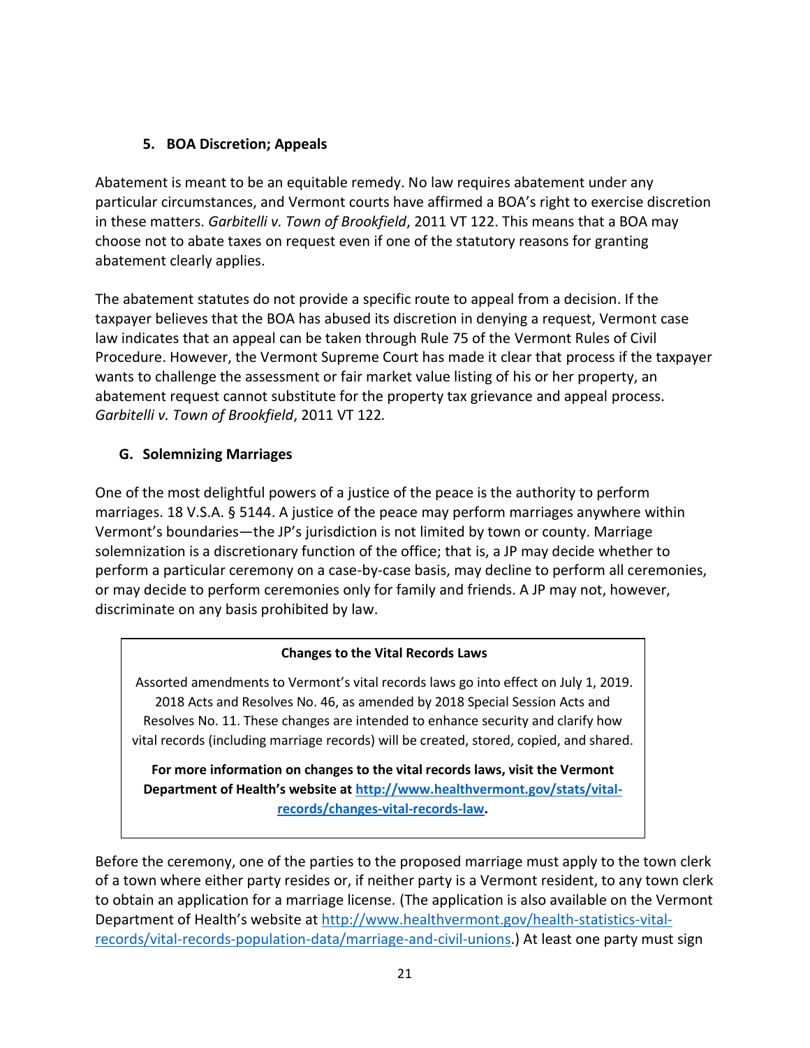#### 5. BOA Discretion; Appeals

Abatement is meant to be an equitable remedy. No law requires abatement under any particular circumstances, and Vermont courts have affirmed a BOA's right to exercise discretion in these matters. *Garbitelli v. Town of Brookfield*, 2011 VT 122. This means that a BOA may choose not to abate taxes on request even if one of the statutory reasons for granting abatement clearly applies.

The abatement statutes do not provide a specific route to appeal from a decision. If the taxpayer believes that the BOA has abused its discretion in denying a request, Vermont case law indicates that an appeal can be taken through Rule 75 of the Vermont Rules of Civil Procedure. However, the Vermont Supreme Court has made it clear that process if the taxpayer wants to challenge the assessment or fair market value listing of his or her property, an abatement request cannot substitute for the property tax grievance and appeal process. *Garbitelli v. Town of Brookfield*, 2011 VT 122.

### G. Solemnizing Marriages

One of the most delightful powers of a justice of the peace is the authority to perform marriages. 18 V.S.A. § 5144. A justice of the peace may perform marriages anywhere within Vermont's boundaries—the JP's jurisdiction is not limited by town or county. Marriage solemnization is a discretionary function of the office; that is, a JP may decide whether to perform a particular ceremony on a case-by-case basis, may decline to perform all ceremonies, or may decide to perform ceremonies only for family and friends. A JP may not, however, discriminate on any basis prohibited by law.

> **Changes to the Vital Records Laws**
>
> Assorted amendments to Vermont's vital records laws go into effect on July 1, 2019. 2018 Acts and Resolves No. 46, as amended by 2018 Special Session Acts and Resolves No. 11. These changes are intended to enhance security and clarify how vital records (including marriage records) will be created, stored, copied, and shared.
>
> **For more information on changes to the vital records laws, visit the Vermont Department of Health's website at http://www.healthvermont.gov/stats/vital-records/changes-vital-records-law.**

Before the ceremony, one of the parties to the proposed marriage must apply to the town clerk of a town where either party resides or, if neither party is a Vermont resident, to any town clerk to obtain an application for a marriage license. (The application is also available on the Vermont Department of Health's website at http://www.healthvermont.gov/health-statistics-vital-records/vital-records-population-data/marriage-and-civil-unions.) At least one party must sign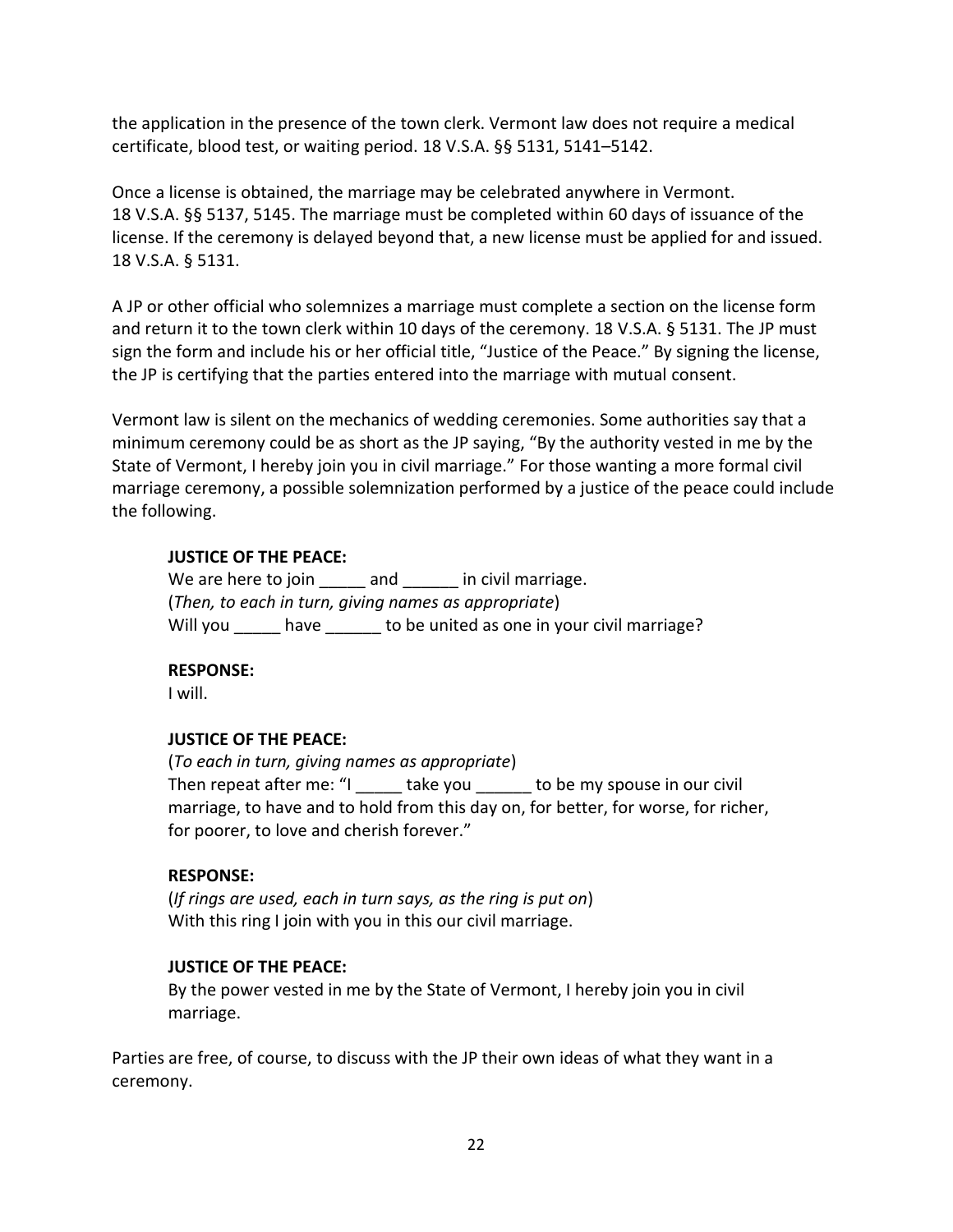the application in the presence of the town clerk. Vermont law does not require a medical certificate, blood test, or waiting period. 18 V.S.A. §§ 5131, 5141–5142.

Once a license is obtained, the marriage may be celebrated anywhere in Vermont. 18 V.S.A. §§ 5137, 5145. The marriage must be completed within 60 days of issuance of the license. If the ceremony is delayed beyond that, a new license must be applied for and issued. 18 V.S.A. § 5131.

A JP or other official who solemnizes a marriage must complete a section on the license form and return it to the town clerk within 10 days of the ceremony. 18 V.S.A. § 5131. The JP must sign the form and include his or her official title, "Justice of the Peace." By signing the license, the JP is certifying that the parties entered into the marriage with mutual consent.

Vermont law is silent on the mechanics of wedding ceremonies. Some authorities say that a minimum ceremony could be as short as the JP saying, "By the authority vested in me by the State of Vermont, I hereby join you in civil marriage." For those wanting a more formal civil marriage ceremony, a possible solemnization performed by a justice of the peace could include the following.

> **JUSTICE OF THE PEACE:**
> We are here to join _____ and ______ in civil marriage.
> (*Then, to each in turn, giving names as appropriate*)
> Will you _____ have ______ to be united as one in your civil marriage?
>
> **RESPONSE:**
> I will.
>
> **JUSTICE OF THE PEACE:**
> (*To each in turn, giving names as appropriate*)
> Then repeat after me: "I _____ take you ______ to be my spouse in our civil marriage, to have and to hold from this day on, for better, for worse, for richer, for poorer, to love and cherish forever."
>
> **RESPONSE:**
> (*If rings are used, each in turn says, as the ring is put on*)
> With this ring I join with you in this our civil marriage.
>
> **JUSTICE OF THE PEACE:**
> By the power vested in me by the State of Vermont, I hereby join you in civil marriage.

Parties are free, of course, to discuss with the JP their own ideas of what they want in a ceremony.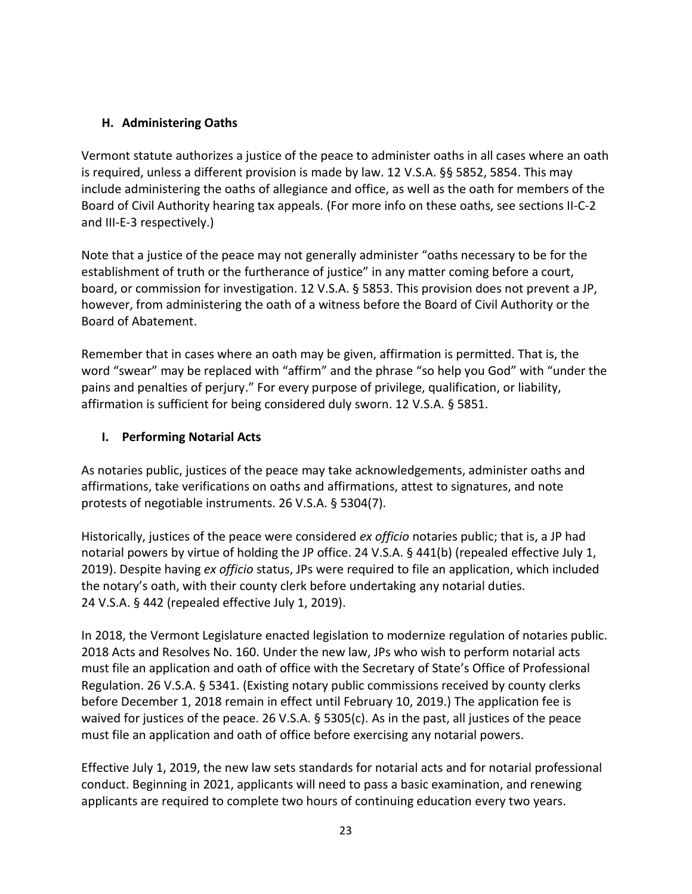### H. Administering Oaths

Vermont statute authorizes a justice of the peace to administer oaths in all cases where an oath is required, unless a different provision is made by law. 12 V.S.A. §§ 5852, 5854. This may include administering the oaths of allegiance and office, as well as the oath for members of the Board of Civil Authority hearing tax appeals. (For more info on these oaths, see sections II-C-2 and III-E-3 respectively.)

Note that a justice of the peace may not generally administer "oaths necessary to be for the establishment of truth or the furtherance of justice" in any matter coming before a court, board, or commission for investigation. 12 V.S.A. § 5853. This provision does not prevent a JP, however, from administering the oath of a witness before the Board of Civil Authority or the Board of Abatement.

Remember that in cases where an oath may be given, affirmation is permitted. That is, the word "swear" may be replaced with "affirm" and the phrase "so help you God" with "under the pains and penalties of perjury." For every purpose of privilege, qualification, or liability, affirmation is sufficient for being considered duly sworn. 12 V.S.A. § 5851.

### I. Performing Notarial Acts

As notaries public, justices of the peace may take acknowledgements, administer oaths and affirmations, take verifications on oaths and affirmations, attest to signatures, and note protests of negotiable instruments. 26 V.S.A. § 5304(7).

Historically, justices of the peace were considered *ex officio* notaries public; that is, a JP had notarial powers by virtue of holding the JP office. 24 V.S.A. § 441(b) (repealed effective July 1, 2019). Despite having *ex officio* status, JPs were required to file an application, which included the notary's oath, with their county clerk before undertaking any notarial duties. 24 V.S.A. § 442 (repealed effective July 1, 2019).

In 2018, the Vermont Legislature enacted legislation to modernize regulation of notaries public. 2018 Acts and Resolves No. 160. Under the new law, JPs who wish to perform notarial acts must file an application and oath of office with the Secretary of State's Office of Professional Regulation. 26 V.S.A. § 5341. (Existing notary public commissions received by county clerks before December 1, 2018 remain in effect until February 10, 2019.) The application fee is waived for justices of the peace. 26 V.S.A. § 5305(c). As in the past, all justices of the peace must file an application and oath of office before exercising any notarial powers.

Effective July 1, 2019, the new law sets standards for notarial acts and for notarial professional conduct. Beginning in 2021, applicants will need to pass a basic examination, and renewing applicants are required to complete two hours of continuing education every two years.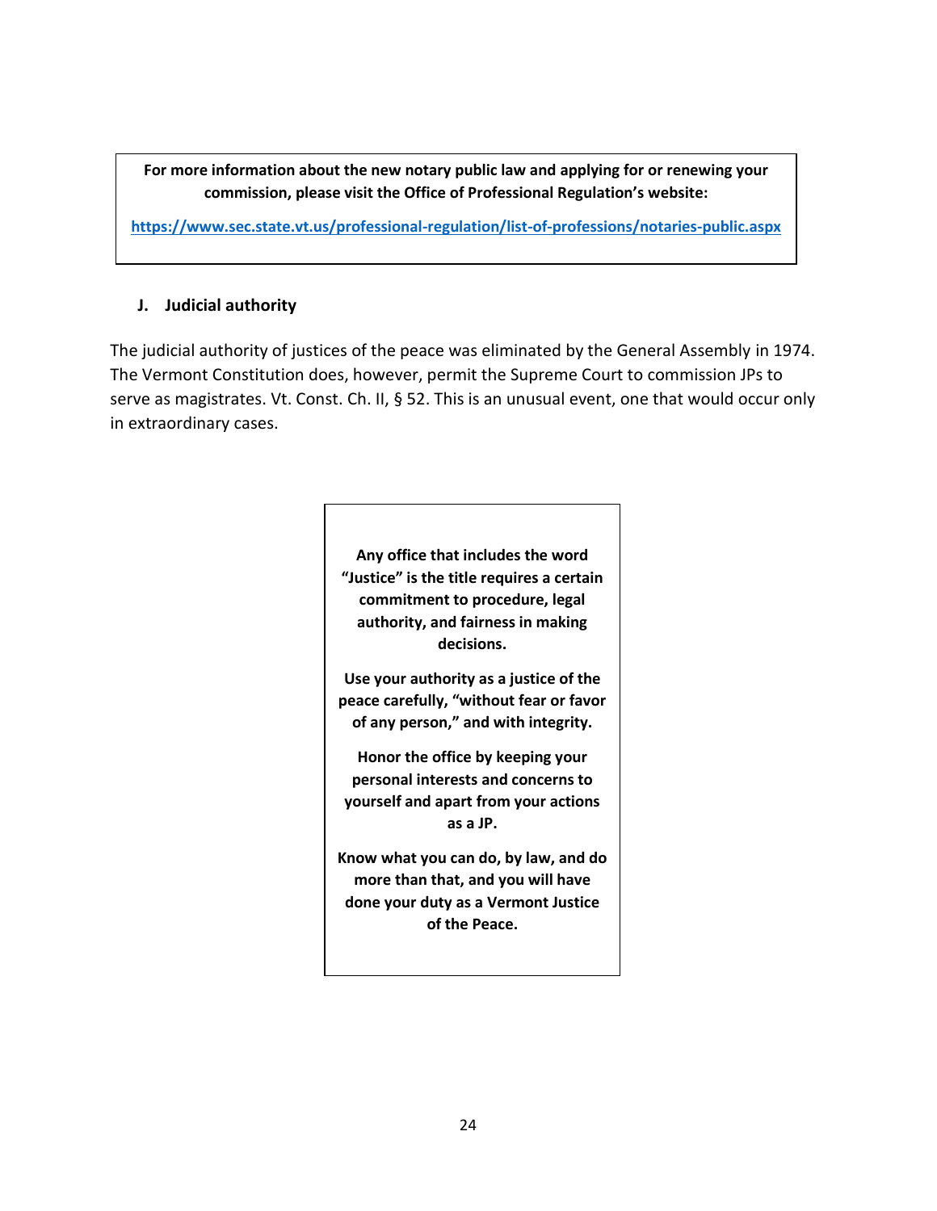**For more information about the new notary public law and applying for or renewing your commission, please visit the Office of Professional Regulation's website:**

**https://www.sec.state.vt.us/professional-regulation/list-of-professions/notaries-public.aspx**

### J. Judicial authority

The judicial authority of justices of the peace was eliminated by the General Assembly in 1974. The Vermont Constitution does, however, permit the Supreme Court to commission JPs to serve as magistrates. Vt. Const. Ch. II, § 52. This is an unusual event, one that would occur only in extraordinary cases.

**Any office that includes the word "Justice" is the title requires a certain commitment to procedure, legal authority, and fairness in making decisions.**

**Use your authority as a justice of the peace carefully, "without fear or favor of any person," and with integrity.**

**Honor the office by keeping your personal interests and concerns to yourself and apart from your actions as a JP.**

**Know what you can do, by law, and do more than that, and you will have done your duty as a Vermont Justice of the Peace.**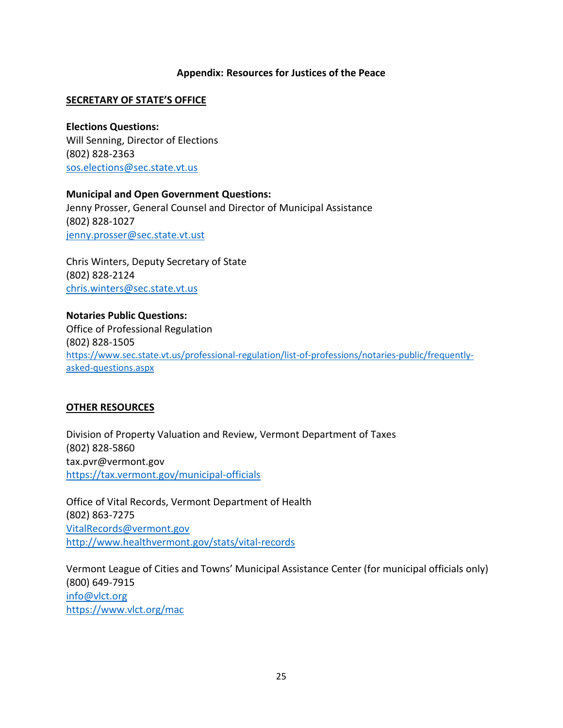## Appendix: Resources for Justices of the Peace

### SECRETARY OF STATE'S OFFICE

**Elections Questions:**
Will Senning, Director of Elections
(802) 828-2363
sos.elections@sec.state.vt.us

**Municipal and Open Government Questions:**
Jenny Prosser, General Counsel and Director of Municipal Assistance
(802) 828-1027
jenny.prosser@sec.state.vt.ust

Chris Winters, Deputy Secretary of State
(802) 828-2124
chris.winters@sec.state.vt.us

**Notaries Public Questions:**
Office of Professional Regulation
(802) 828-1505
https://www.sec.state.vt.us/professional-regulation/list-of-professions/notaries-public/frequently-asked-questions.aspx

### OTHER RESOURCES

Division of Property Valuation and Review, Vermont Department of Taxes
(802) 828-5860
tax.pvr@vermont.gov
https://tax.vermont.gov/municipal-officials

Office of Vital Records, Vermont Department of Health
(802) 863-7275
VitalRecords@vermont.gov
http://www.healthvermont.gov/stats/vital-records

Vermont League of Cities and Towns' Municipal Assistance Center (for municipal officials only)
(800) 649-7915
info@vlct.org
https://www.vlct.org/mac